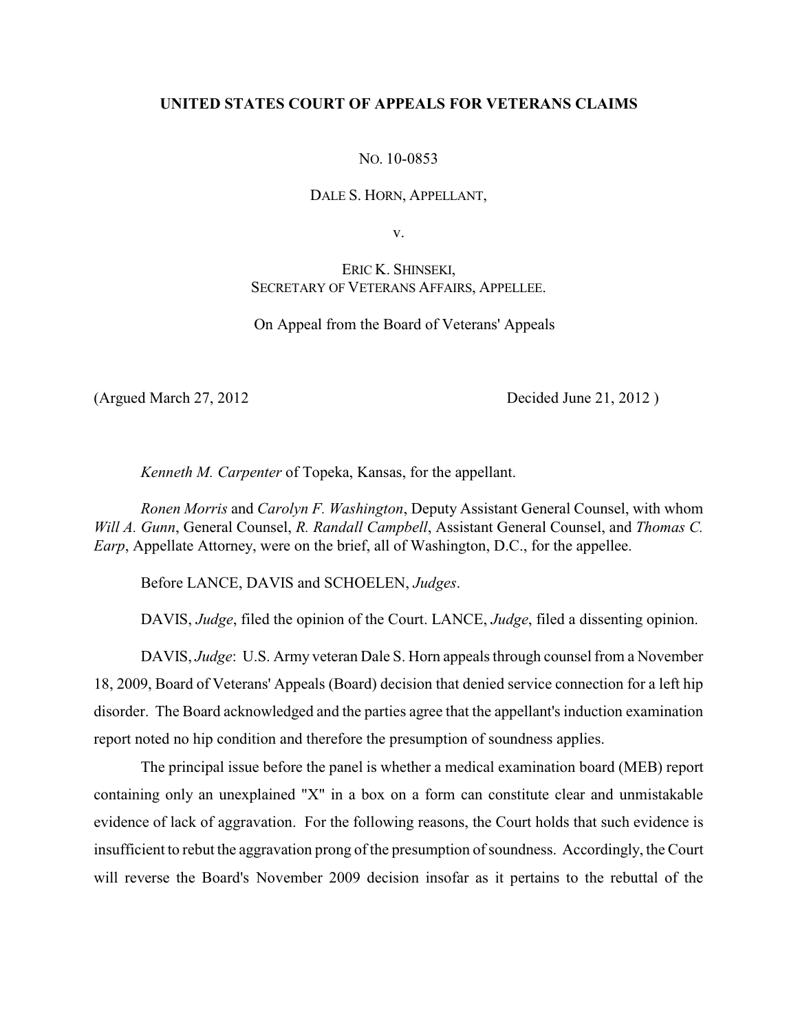**UNITED STATES COURT OF APPEALS FOR VETERANS CLAIMS**

NO. 10-0853

DALE S. HORN, APPELLANT,

v.

ERIC K. SHINSEKI,
SECRETARY OF VETERANS AFFAIRS, APPELLEE.

On Appeal from the Board of Veterans' Appeals

(Argued March 27, 2012 Decided June 21, 2012 )

*Kenneth M. Carpenter* of Topeka, Kansas, for the appellant.

*Ronen Morris* and *Carolyn F. Washington*, Deputy Assistant General Counsel, with whom *Will A. Gunn*, General Counsel, *R. Randall Campbell*, Assistant General Counsel, and *Thomas C. Earp*, Appellate Attorney, were on the brief, all of Washington, D.C., for the appellee.

Before LANCE, DAVIS and SCHOELEN, *Judges*.

DAVIS, *Judge*, filed the opinion of the Court. LANCE, *Judge*, filed a dissenting opinion.

DAVIS, *Judge*: U.S. Army veteran Dale S. Horn appeals through counsel from a November 18, 2009, Board of Veterans' Appeals (Board) decision that denied service connection for a left hip disorder. The Board acknowledged and the parties agree that the appellant's induction examination report noted no hip condition and therefore the presumption of soundness applies.

The principal issue before the panel is whether a medical examination board (MEB) report containing only an unexplained "X" in a box on a form can constitute clear and unmistakable evidence of lack of aggravation. For the following reasons, the Court holds that such evidence is insufficient to rebut the aggravation prong of the presumption of soundness. Accordingly, the Court will reverse the Board's November 2009 decision insofar as it pertains to the rebuttal of the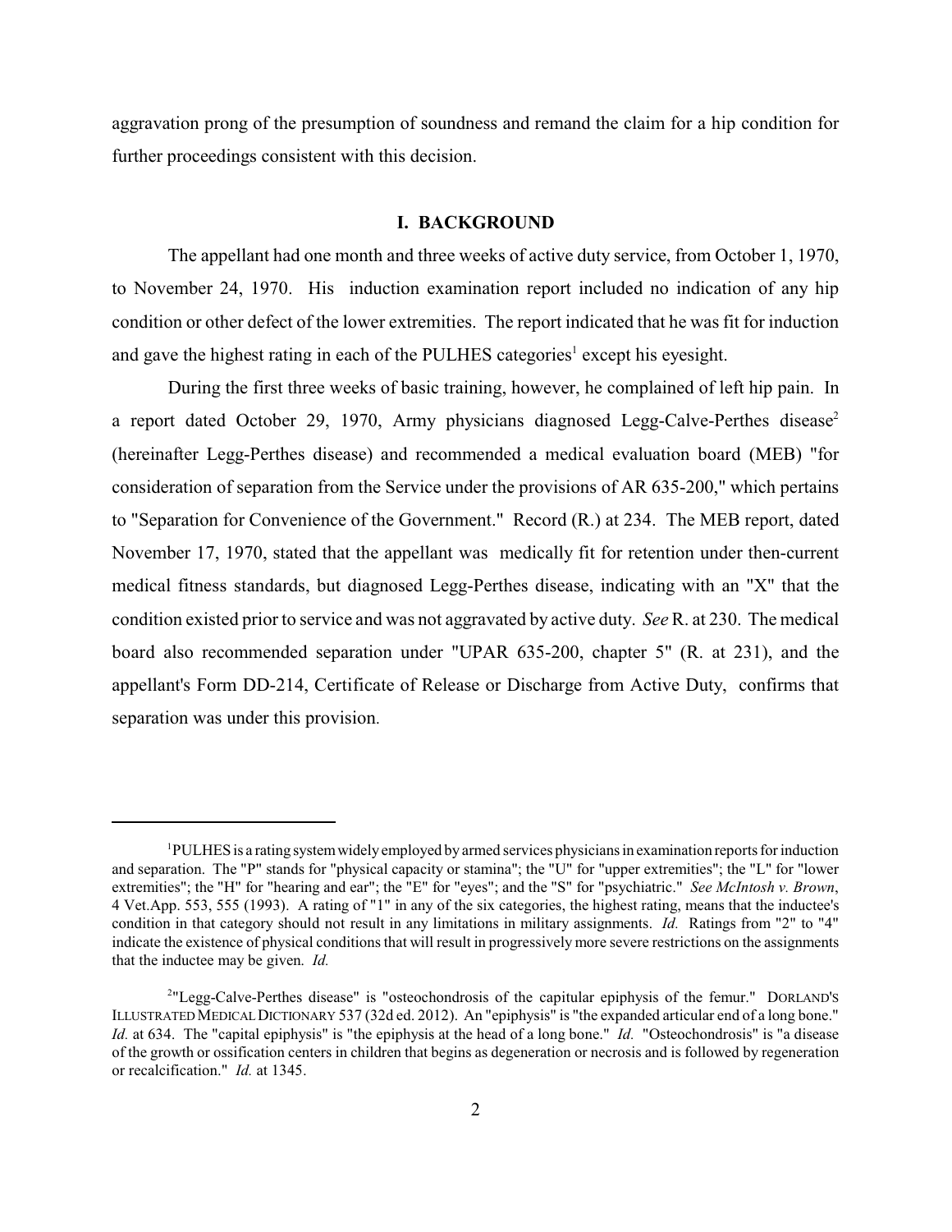aggravation prong of the presumption of soundness and remand the claim for a hip condition for further proceedings consistent with this decision.

## I. BACKGROUND

The appellant had one month and three weeks of active duty service, from October 1, 1970, to November 24, 1970. His induction examination report included no indication of any hip condition or other defect of the lower extremities. The report indicated that he was fit for induction and gave the highest rating in each of the PULHES categories[1] except his eyesight.

During the first three weeks of basic training, however, he complained of left hip pain. In a report dated October 29, 1970, Army physicians diagnosed Legg-Calve-Perthes disease[2] (hereinafter Legg-Perthes disease) and recommended a medical evaluation board (MEB) "for consideration of separation from the Service under the provisions of AR 635-200," which pertains to "Separation for Convenience of the Government." Record (R.) at 234. The MEB report, dated November 17, 1970, stated that the appellant was medically fit for retention under then-current medical fitness standards, but diagnosed Legg-Perthes disease, indicating with an "X" that the condition existed prior to service and was not aggravated by active duty. *See* R. at 230. The medical board also recommended separation under "UPAR 635-200, chapter 5" (R. at 231), and the appellant's Form DD-214, Certificate of Release or Discharge from Active Duty, confirms that separation was under this provision.

---

[1] PULHES is a rating system widely employed by armed services physicians in examination reports for induction and separation. The "P" stands for "physical capacity or stamina"; the "U" for "upper extremities"; the "L" for "lower extremities"; the "H" for "hearing and ear"; the "E" for "eyes"; and the "S" for "psychiatric." *See McIntosh v. Brown*, 4 Vet.App. 553, 555 (1993). A rating of "1" in any of the six categories, the highest rating, means that the inductee's condition in that category should not result in any limitations in military assignments. *Id.* Ratings from "2" to "4" indicate the existence of physical conditions that will result in progressively more severe restrictions on the assignments that the inductee may be given. *Id.*

[2] "Legg-Calve-Perthes disease" is "osteochondrosis of the capitular epiphysis of the femur." DORLAND'S ILLUSTRATED MEDICAL DICTIONARY 537 (32d ed. 2012). An "epiphysis" is "the expanded articular end of a long bone." *Id.* at 634. The "capital epiphysis" is "the epiphysis at the head of a long bone." *Id.* "Osteochondrosis" is "a disease of the growth or ossification centers in children that begins as degeneration or necrosis and is followed by regeneration or recalcification." *Id.* at 1345.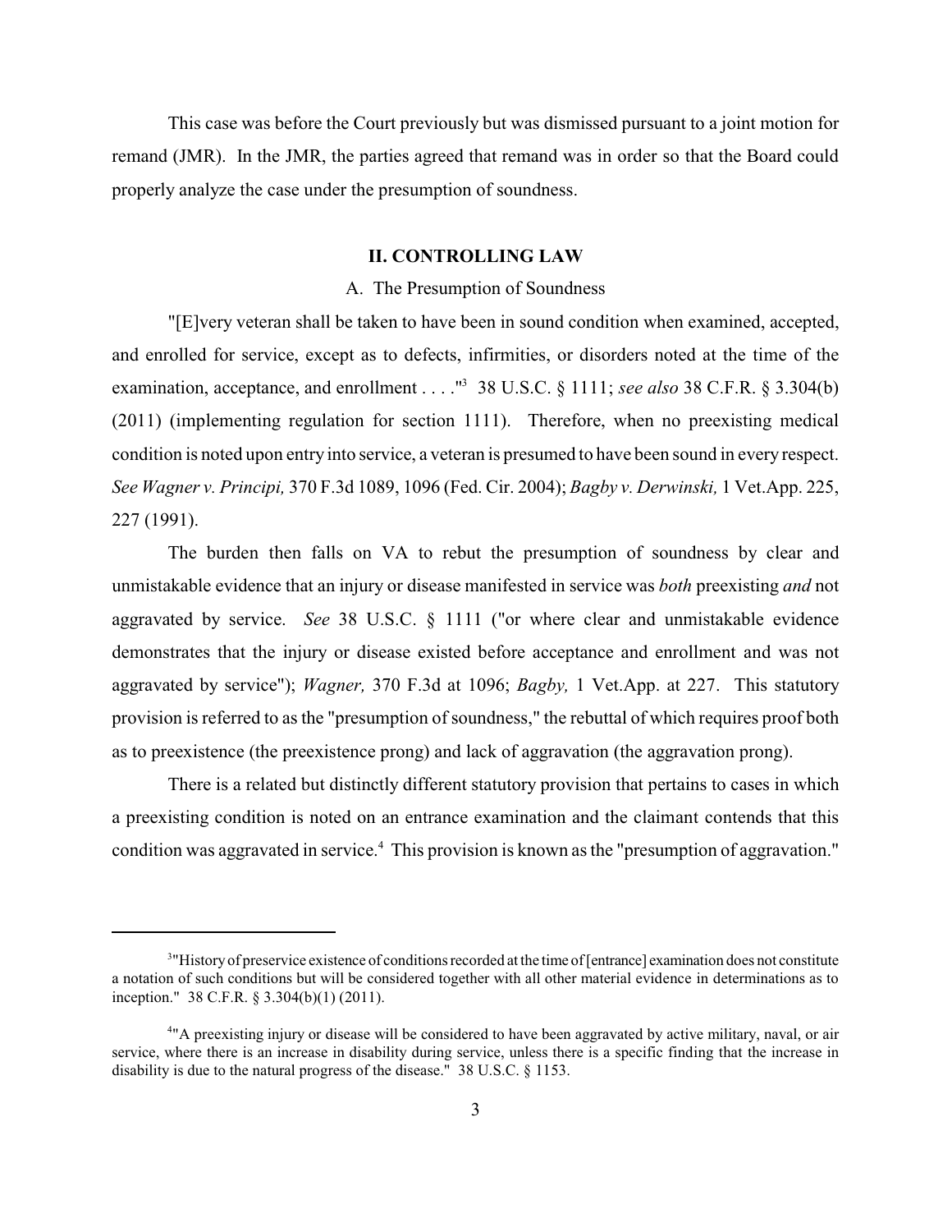This case was before the Court previously but was dismissed pursuant to a joint motion for remand (JMR). In the JMR, the parties agreed that remand was in order so that the Board could properly analyze the case under the presumption of soundness.

## II. CONTROLLING LAW

### A. The Presumption of Soundness

"[E]very veteran shall be taken to have been in sound condition when examined, accepted, and enrolled for service, except as to defects, infirmities, or disorders noted at the time of the examination, acceptance, and enrollment . . . ."[3] 38 U.S.C. § 1111; *see also* 38 C.F.R. § 3.304(b) (2011) (implementing regulation for section 1111). Therefore, when no preexisting medical condition is noted upon entry into service, a veteran is presumed to have been sound in every respect. *See Wagner v. Principi,* 370 F.3d 1089, 1096 (Fed. Cir. 2004); *Bagby v. Derwinski,* 1 Vet.App. 225, 227 (1991).

The burden then falls on VA to rebut the presumption of soundness by clear and unmistakable evidence that an injury or disease manifested in service was *both* preexisting *and* not aggravated by service. *See* 38 U.S.C. § 1111 ("or where clear and unmistakable evidence demonstrates that the injury or disease existed before acceptance and enrollment and was not aggravated by service"); *Wagner,* 370 F.3d at 1096; *Bagby,* 1 Vet.App. at 227. This statutory provision is referred to as the "presumption of soundness," the rebuttal of which requires proof both as to preexistence (the preexistence prong) and lack of aggravation (the aggravation prong).

There is a related but distinctly different statutory provision that pertains to cases in which a preexisting condition is noted on an entrance examination and the claimant contends that this condition was aggravated in service.[4] This provision is known as the "presumption of aggravation."

---

[3] "History of preservice existence of conditions recorded at the time of [entrance] examination does not constitute a notation of such conditions but will be considered together with all other material evidence in determinations as to inception." 38 C.F.R. § 3.304(b)(1) (2011).

[4] "A preexisting injury or disease will be considered to have been aggravated by active military, naval, or air service, where there is an increase in disability during service, unless there is a specific finding that the increase in disability is due to the natural progress of the disease." 38 U.S.C. § 1153.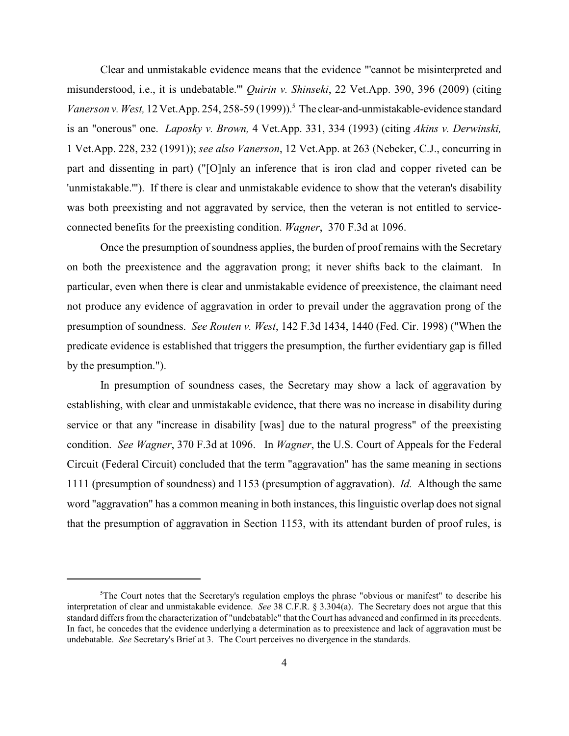Clear and unmistakable evidence means that the evidence "'cannot be misinterpreted and misunderstood, i.e., it is undebatable.'" *Quirin v. Shinseki*, 22 Vet.App. 390, 396 (2009) (citing *Vanerson v. West,* 12 Vet.App. 254, 258-59 (1999)).[5] The clear-and-unmistakable-evidence standard is an "onerous" one. *Laposky v. Brown,* 4 Vet.App. 331, 334 (1993) (citing *Akins v. Derwinski,* 1 Vet.App. 228, 232 (1991)); *see also Vanerson*, 12 Vet.App. at 263 (Nebeker, C.J., concurring in part and dissenting in part) ("[O]nly an inference that is iron clad and copper riveted can be 'unmistakable.'"). If there is clear and unmistakable evidence to show that the veteran's disability was both preexisting and not aggravated by service, then the veteran is not entitled to service-connected benefits for the preexisting condition. *Wagner*, 370 F.3d at 1096.

Once the presumption of soundness applies, the burden of proof remains with the Secretary on both the preexistence and the aggravation prong; it never shifts back to the claimant. In particular, even when there is clear and unmistakable evidence of preexistence, the claimant need not produce any evidence of aggravation in order to prevail under the aggravation prong of the presumption of soundness. *See Routen v. West*, 142 F.3d 1434, 1440 (Fed. Cir. 1998) ("When the predicate evidence is established that triggers the presumption, the further evidentiary gap is filled by the presumption.").

In presumption of soundness cases, the Secretary may show a lack of aggravation by establishing, with clear and unmistakable evidence, that there was no increase in disability during service or that any "increase in disability [was] due to the natural progress" of the preexisting condition. *See Wagner*, 370 F.3d at 1096. In *Wagner*, the U.S. Court of Appeals for the Federal Circuit (Federal Circuit) concluded that the term "aggravation" has the same meaning in sections 1111 (presumption of soundness) and 1153 (presumption of aggravation). *Id.* Although the same word "aggravation" has a common meaning in both instances, this linguistic overlap does not signal that the presumption of aggravation in Section 1153, with its attendant burden of proof rules, is

[5] The Court notes that the Secretary's regulation employs the phrase "obvious or manifest" to describe his interpretation of clear and unmistakable evidence. *See* 38 C.F.R. § 3.304(a). The Secretary does not argue that this standard differs from the characterization of "undebatable" that the Court has advanced and confirmed in its precedents. In fact, he concedes that the evidence underlying a determination as to preexistence and lack of aggravation must be undebatable. *See* Secretary's Brief at 3. The Court perceives no divergence in the standards.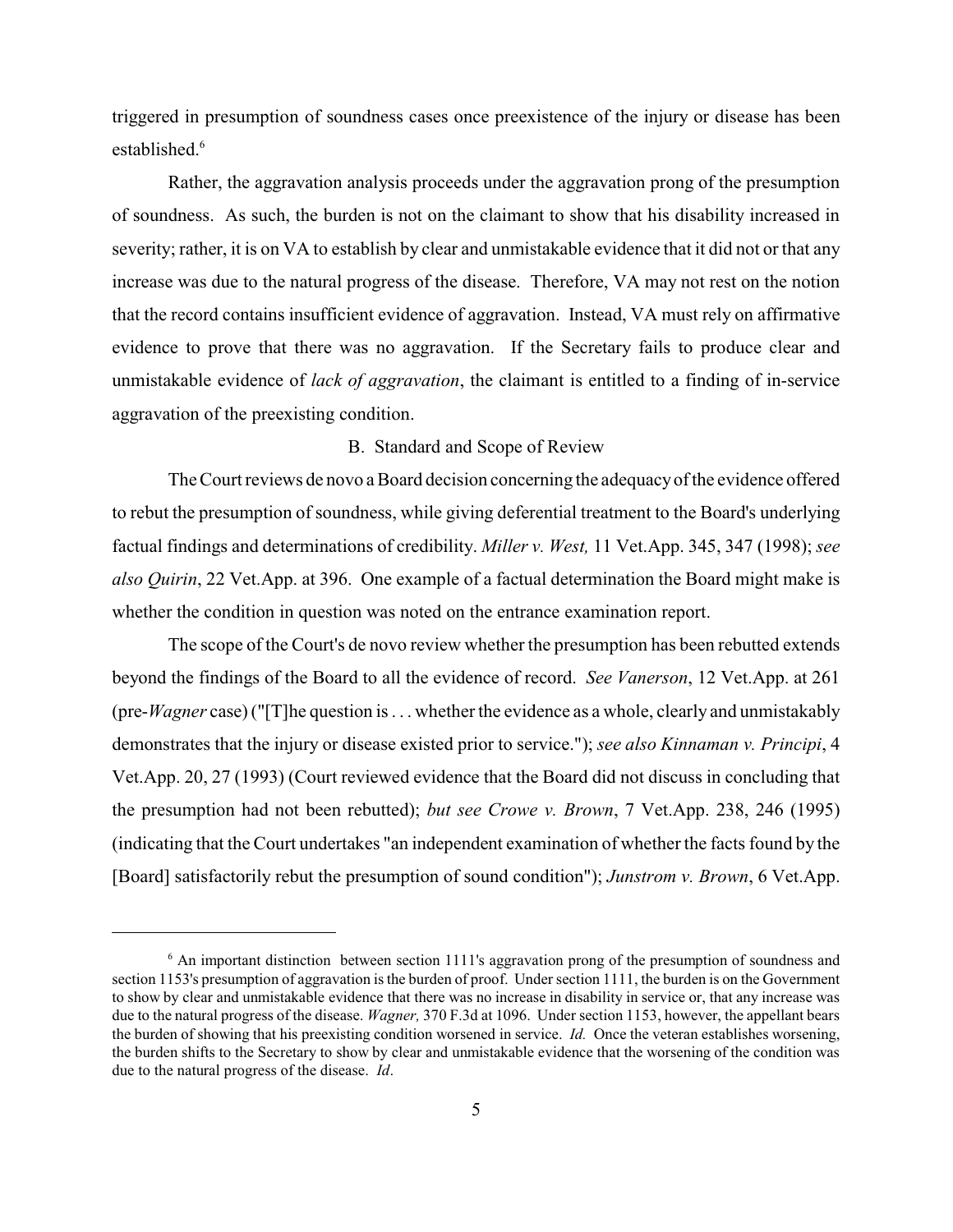triggered in presumption of soundness cases once preexistence of the injury or disease has been established.[6]

Rather, the aggravation analysis proceeds under the aggravation prong of the presumption of soundness. As such, the burden is not on the claimant to show that his disability increased in severity; rather, it is on VA to establish by clear and unmistakable evidence that it did not or that any increase was due to the natural progress of the disease. Therefore, VA may not rest on the notion that the record contains insufficient evidence of aggravation. Instead, VA must rely on affirmative evidence to prove that there was no aggravation. If the Secretary fails to produce clear and unmistakable evidence of *lack of aggravation*, the claimant is entitled to a finding of in-service aggravation of the preexisting condition.

B. Standard and Scope of Review

The Court reviews de novo a Board decision concerning the adequacy of the evidence offered to rebut the presumption of soundness, while giving deferential treatment to the Board's underlying factual findings and determinations of credibility. *Miller v. West,* 11 Vet.App. 345, 347 (1998); *see also Quirin*, 22 Vet.App. at 396. One example of a factual determination the Board might make is whether the condition in question was noted on the entrance examination report.

The scope of the Court's de novo review whether the presumption has been rebutted extends beyond the findings of the Board to all the evidence of record. *See Vanerson*, 12 Vet.App. at 261 (pre-*Wagner* case) ("[T]he question is . . . whether the evidence as a whole, clearly and unmistakably demonstrates that the injury or disease existed prior to service."); *see also Kinnaman v. Principi*, 4 Vet.App. 20, 27 (1993) (Court reviewed evidence that the Board did not discuss in concluding that the presumption had not been rebutted); *but see Crowe v. Brown*, 7 Vet.App. 238, 246 (1995) (indicating that the Court undertakes "an independent examination of whether the facts found by the [Board] satisfactorily rebut the presumption of sound condition"); *Junstrom v. Brown*, 6 Vet.App.

---

[6] An important distinction between section 1111's aggravation prong of the presumption of soundness and section 1153's presumption of aggravation is the burden of proof. Under section 1111, the burden is on the Government to show by clear and unmistakable evidence that there was no increase in disability in service or, that any increase was due to the natural progress of the disease. *Wagner,* 370 F.3d at 1096. Under section 1153, however, the appellant bears the burden of showing that his preexisting condition worsened in service. *Id.* Once the veteran establishes worsening, the burden shifts to the Secretary to show by clear and unmistakable evidence that the worsening of the condition was due to the natural progress of the disease. *Id*.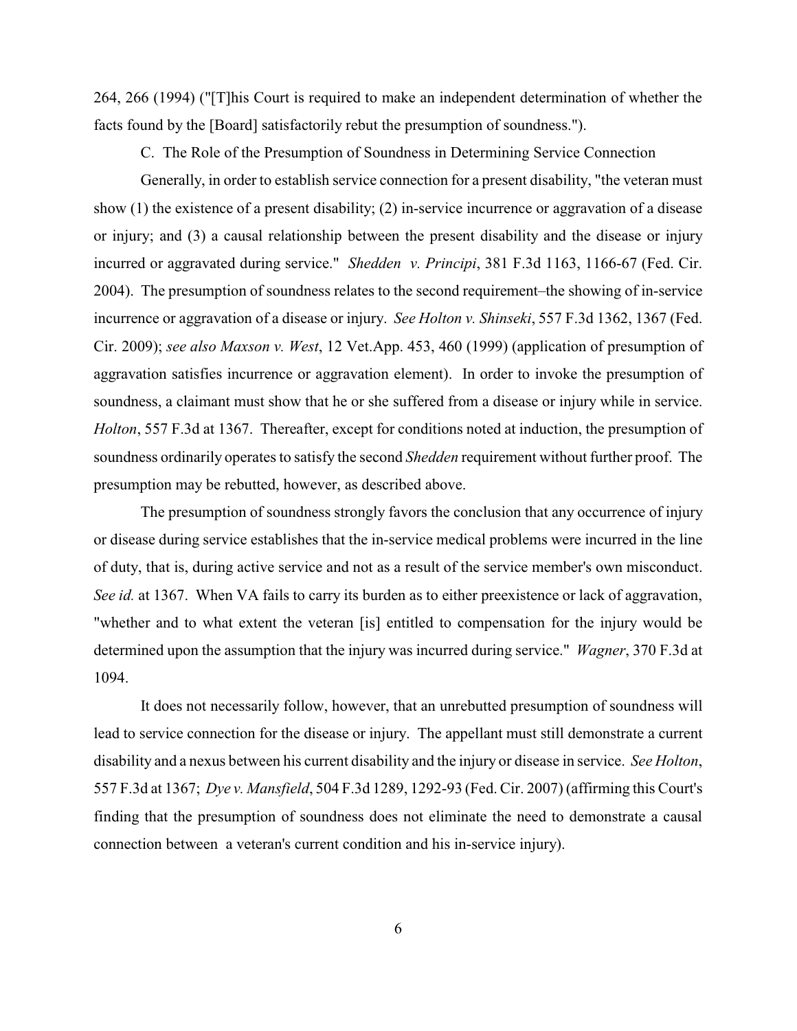264, 266 (1994) ("[T]his Court is required to make an independent determination of whether the facts found by the [Board] satisfactorily rebut the presumption of soundness.").

### C. The Role of the Presumption of Soundness in Determining Service Connection

Generally, in order to establish service connection for a present disability, "the veteran must show (1) the existence of a present disability; (2) in-service incurrence or aggravation of a disease or injury; and (3) a causal relationship between the present disability and the disease or injury incurred or aggravated during service." *Shedden v. Principi*, 381 F.3d 1163, 1166-67 (Fed. Cir. 2004). The presumption of soundness relates to the second requirement–the showing of in-service incurrence or aggravation of a disease or injury. *See Holton v. Shinseki*, 557 F.3d 1362, 1367 (Fed. Cir. 2009); *see also Maxson v. West*, 12 Vet.App. 453, 460 (1999) (application of presumption of aggravation satisfies incurrence or aggravation element). In order to invoke the presumption of soundness, a claimant must show that he or she suffered from a disease or injury while in service. *Holton*, 557 F.3d at 1367. Thereafter, except for conditions noted at induction, the presumption of soundness ordinarily operates to satisfy the second *Shedden* requirement without further proof. The presumption may be rebutted, however, as described above.

The presumption of soundness strongly favors the conclusion that any occurrence of injury or disease during service establishes that the in-service medical problems were incurred in the line of duty, that is, during active service and not as a result of the service member's own misconduct. *See id.* at 1367. When VA fails to carry its burden as to either preexistence or lack of aggravation, "whether and to what extent the veteran [is] entitled to compensation for the injury would be determined upon the assumption that the injury was incurred during service." *Wagner*, 370 F.3d at 1094.

It does not necessarily follow, however, that an unrebutted presumption of soundness will lead to service connection for the disease or injury. The appellant must still demonstrate a current disability and a nexus between his current disability and the injury or disease in service. *See Holton*, 557 F.3d at 1367; *Dye v. Mansfield*, 504 F.3d 1289, 1292-93 (Fed. Cir. 2007) (affirming this Court's finding that the presumption of soundness does not eliminate the need to demonstrate a causal connection between a veteran's current condition and his in-service injury).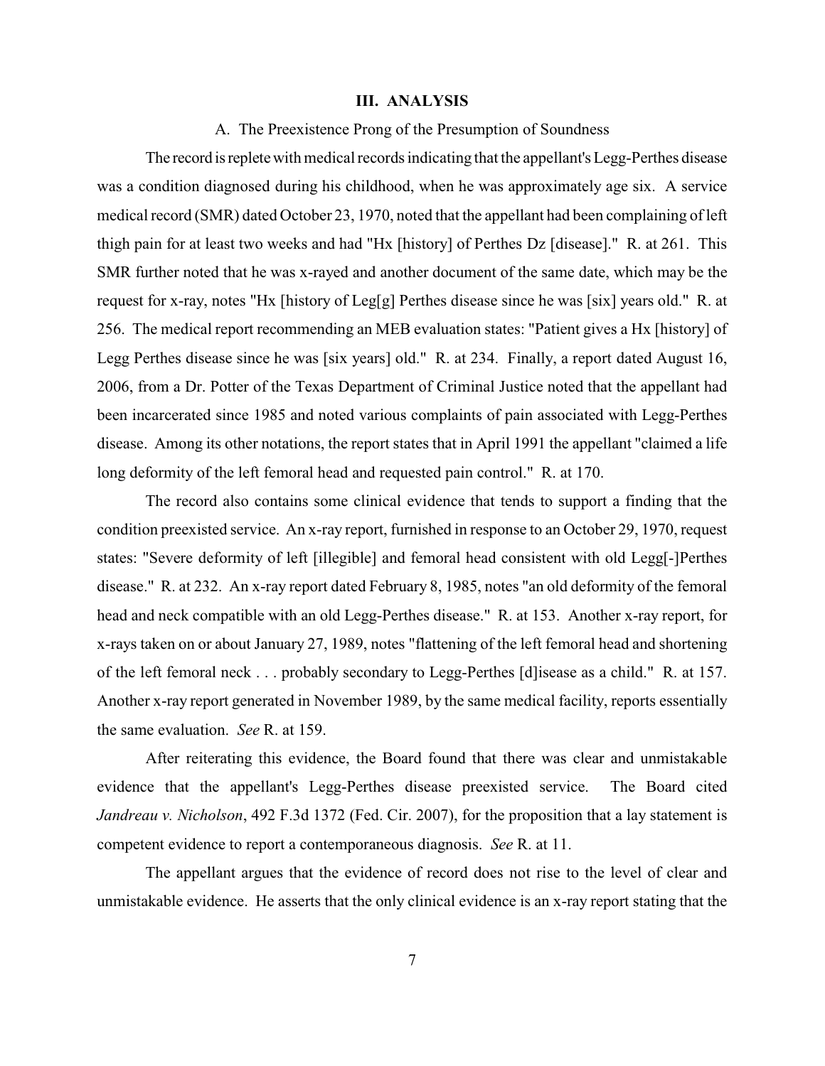## III. ANALYSIS

### A. The Preexistence Prong of the Presumption of Soundness

The record is replete with medical records indicating that the appellant's Legg-Perthes disease was a condition diagnosed during his childhood, when he was approximately age six. A service medical record (SMR) dated October 23, 1970, noted that the appellant had been complaining of left thigh pain for at least two weeks and had "Hx [history] of Perthes Dz [disease]." R. at 261. This SMR further noted that he was x-rayed and another document of the same date, which may be the request for x-ray, notes "Hx [history of Leg[g] Perthes disease since he was [six] years old." R. at 256. The medical report recommending an MEB evaluation states: "Patient gives a Hx [history] of Legg Perthes disease since he was [six years] old." R. at 234. Finally, a report dated August 16, 2006, from a Dr. Potter of the Texas Department of Criminal Justice noted that the appellant had been incarcerated since 1985 and noted various complaints of pain associated with Legg-Perthes disease. Among its other notations, the report states that in April 1991 the appellant "claimed a life long deformity of the left femoral head and requested pain control." R. at 170.

The record also contains some clinical evidence that tends to support a finding that the condition preexisted service. An x-ray report, furnished in response to an October 29, 1970, request states: "Severe deformity of left [illegible] and femoral head consistent with old Legg[-]Perthes disease." R. at 232. An x-ray report dated February 8, 1985, notes "an old deformity of the femoral head and neck compatible with an old Legg-Perthes disease." R. at 153. Another x-ray report, for x-rays taken on or about January 27, 1989, notes "flattening of the left femoral head and shortening of the left femoral neck . . . probably secondary to Legg-Perthes [d]isease as a child." R. at 157. Another x-ray report generated in November 1989, by the same medical facility, reports essentially the same evaluation. *See* R. at 159.

After reiterating this evidence, the Board found that there was clear and unmistakable evidence that the appellant's Legg-Perthes disease preexisted service. The Board cited *Jandreau v. Nicholson*, 492 F.3d 1372 (Fed. Cir. 2007), for the proposition that a lay statement is competent evidence to report a contemporaneous diagnosis. *See* R. at 11.

The appellant argues that the evidence of record does not rise to the level of clear and unmistakable evidence. He asserts that the only clinical evidence is an x-ray report stating that the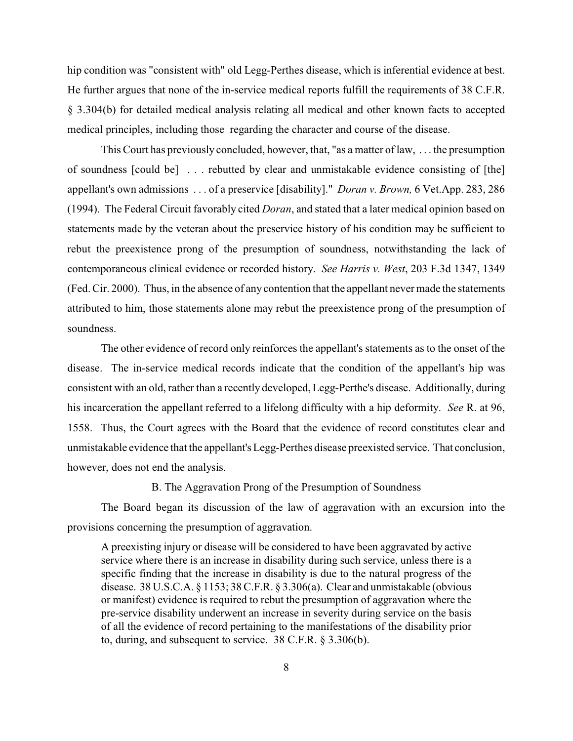hip condition was "consistent with" old Legg-Perthes disease, which is inferential evidence at best. He further argues that none of the in-service medical reports fulfill the requirements of 38 C.F.R. § 3.304(b) for detailed medical analysis relating all medical and other known facts to accepted medical principles, including those regarding the character and course of the disease.

This Court has previously concluded, however, that, "as a matter of law, . . . the presumption of soundness [could be] . . . rebutted by clear and unmistakable evidence consisting of [the] appellant's own admissions . . . of a preservice [disability]." *Doran v. Brown,* 6 Vet.App. 283, 286 (1994). The Federal Circuit favorably cited *Doran*, and stated that a later medical opinion based on statements made by the veteran about the preservice history of his condition may be sufficient to rebut the preexistence prong of the presumption of soundness, notwithstanding the lack of contemporaneous clinical evidence or recorded history. *See Harris v. West*, 203 F.3d 1347, 1349 (Fed. Cir. 2000). Thus, in the absence of any contention that the appellant never made the statements attributed to him, those statements alone may rebut the preexistence prong of the presumption of soundness.

The other evidence of record only reinforces the appellant's statements as to the onset of the disease. The in-service medical records indicate that the condition of the appellant's hip was consistent with an old, rather than a recently developed, Legg-Perthe's disease. Additionally, during his incarceration the appellant referred to a lifelong difficulty with a hip deformity. *See* R. at 96, 1558. Thus, the Court agrees with the Board that the evidence of record constitutes clear and unmistakable evidence that the appellant's Legg-Perthes disease preexisted service. That conclusion, however, does not end the analysis.

### B. The Aggravation Prong of the Presumption of Soundness

The Board began its discussion of the law of aggravation with an excursion into the provisions concerning the presumption of aggravation.

> A preexisting injury or disease will be considered to have been aggravated by active service where there is an increase in disability during such service, unless there is a specific finding that the increase in disability is due to the natural progress of the disease. 38 U.S.C.A. § 1153; 38 C.F.R. § 3.306(a). Clear and unmistakable (obvious or manifest) evidence is required to rebut the presumption of aggravation where the pre-service disability underwent an increase in severity during service on the basis of all the evidence of record pertaining to the manifestations of the disability prior to, during, and subsequent to service. 38 C.F.R. § 3.306(b).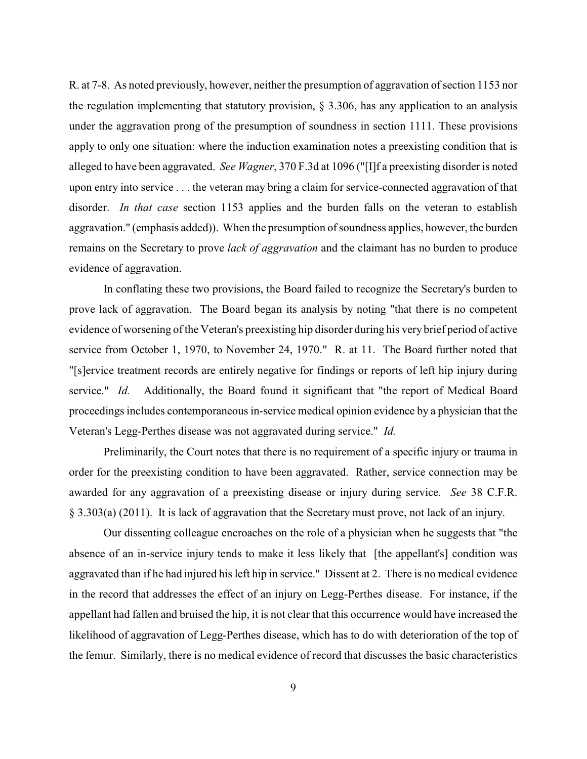R. at 7-8. As noted previously, however, neither the presumption of aggravation of section 1153 nor the regulation implementing that statutory provision, § 3.306, has any application to an analysis under the aggravation prong of the presumption of soundness in section 1111. These provisions apply to only one situation: where the induction examination notes a preexisting condition that is alleged to have been aggravated. *See Wagner*, 370 F.3d at 1096 ("[I]f a preexisting disorder is noted upon entry into service . . . the veteran may bring a claim for service-connected aggravation of that disorder. *In that case* section 1153 applies and the burden falls on the veteran to establish aggravation." (emphasis added)). When the presumption of soundness applies, however, the burden remains on the Secretary to prove *lack of aggravation* and the claimant has no burden to produce evidence of aggravation.

In conflating these two provisions, the Board failed to recognize the Secretary's burden to prove lack of aggravation. The Board began its analysis by noting "that there is no competent evidence of worsening of the Veteran's preexisting hip disorder during his very brief period of active service from October 1, 1970, to November 24, 1970." R. at 11. The Board further noted that "[s]ervice treatment records are entirely negative for findings or reports of left hip injury during service." *Id.* Additionally, the Board found it significant that "the report of Medical Board proceedings includes contemporaneous in-service medical opinion evidence by a physician that the Veteran's Legg-Perthes disease was not aggravated during service." *Id.*

Preliminarily, the Court notes that there is no requirement of a specific injury or trauma in order for the preexisting condition to have been aggravated. Rather, service connection may be awarded for any aggravation of a preexisting disease or injury during service. *See* 38 C.F.R. § 3.303(a) (2011). It is lack of aggravation that the Secretary must prove, not lack of an injury.

Our dissenting colleague encroaches on the role of a physician when he suggests that "the absence of an in-service injury tends to make it less likely that [the appellant's] condition was aggravated than if he had injured his left hip in service." Dissent at 2. There is no medical evidence in the record that addresses the effect of an injury on Legg-Perthes disease. For instance, if the appellant had fallen and bruised the hip, it is not clear that this occurrence would have increased the likelihood of aggravation of Legg-Perthes disease, which has to do with deterioration of the top of the femur. Similarly, there is no medical evidence of record that discusses the basic characteristics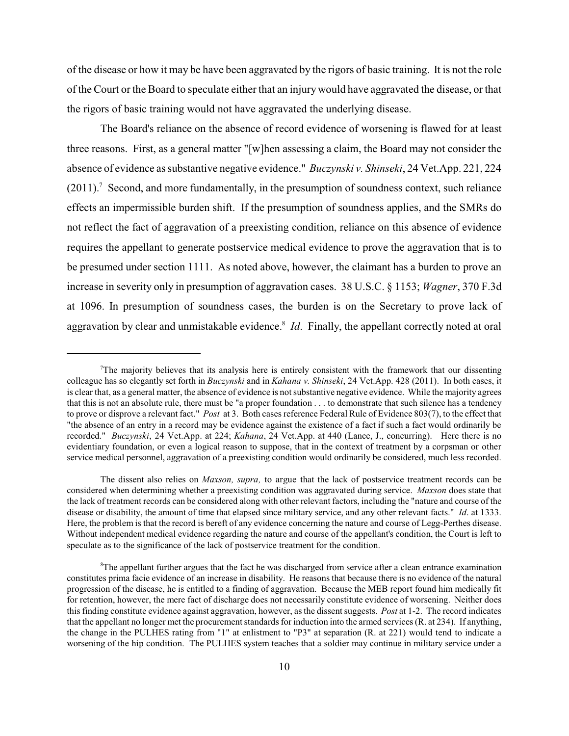of the disease or how it may be have been aggravated by the rigors of basic training. It is not the role of the Court or the Board to speculate either that an injury would have aggravated the disease, or that the rigors of basic training would not have aggravated the underlying disease.

The Board's reliance on the absence of record evidence of worsening is flawed for at least three reasons. First, as a general matter "[w]hen assessing a claim, the Board may not consider the absence of evidence as substantive negative evidence." *Buczynski v. Shinseki*, 24 Vet.App. 221, 224 (2011).[7] Second, and more fundamentally, in the presumption of soundness context, such reliance effects an impermissible burden shift. If the presumption of soundness applies, and the SMRs do not reflect the fact of aggravation of a preexisting condition, reliance on this absence of evidence requires the appellant to generate postservice medical evidence to prove the aggravation that is to be presumed under section 1111. As noted above, however, the claimant has a burden to prove an increase in severity only in presumption of aggravation cases. 38 U.S.C. § 1153; *Wagner*, 370 F.3d at 1096. In presumption of soundness cases, the burden is on the Secretary to prove lack of aggravation by clear and unmistakable evidence.[8] *Id*. Finally, the appellant correctly noted at oral

---

[7]The majority believes that its analysis here is entirely consistent with the framework that our dissenting colleague has so elegantly set forth in *Buczynski* and in *Kahana v. Shinseki*, 24 Vet.App. 428 (2011). In both cases, it is clear that, as a general matter, the absence of evidence is not substantive negative evidence. While the majority agrees that this is not an absolute rule, there must be "a proper foundation . . . to demonstrate that such silence has a tendency to prove or disprove a relevant fact." *Post* at 3. Both cases reference Federal Rule of Evidence 803(7), to the effect that "the absence of an entry in a record may be evidence against the existence of a fact if such a fact would ordinarily be recorded." *Buczynski*, 24 Vet.App. at 224; *Kahana*, 24 Vet.App. at 440 (Lance, J., concurring). Here there is no evidentiary foundation, or even a logical reason to suppose, that in the context of treatment by a corpsman or other service medical personnel, aggravation of a preexisting condition would ordinarily be considered, much less recorded.

The dissent also relies on *Maxson, supra,* to argue that the lack of postservice treatment records can be considered when determining whether a preexisting condition was aggravated during service. *Maxson* does state that the lack of treatment records can be considered along with other relevant factors, including the "nature and course of the disease or disability, the amount of time that elapsed since military service, and any other relevant facts." *Id*. at 1333. Here, the problem is that the record is bereft of any evidence concerning the nature and course of Legg-Perthes disease. Without independent medical evidence regarding the nature and course of the appellant's condition, the Court is left to speculate as to the significance of the lack of postservice treatment for the condition.

[8]The appellant further argues that the fact he was discharged from service after a clean entrance examination constitutes prima facie evidence of an increase in disability. He reasons that because there is no evidence of the natural progression of the disease, he is entitled to a finding of aggravation. Because the MEB report found him medically fit for retention, however, the mere fact of discharge does not necessarily constitute evidence of worsening. Neither does this finding constitute evidence against aggravation, however, as the dissent suggests. *Post* at 1-2. The record indicates that the appellant no longer met the procurement standards for induction into the armed services (R. at 234). If anything, the change in the PULHES rating from "1" at enlistment to "P3" at separation (R. at 221) would tend to indicate a worsening of the hip condition. The PULHES system teaches that a soldier may continue in military service under a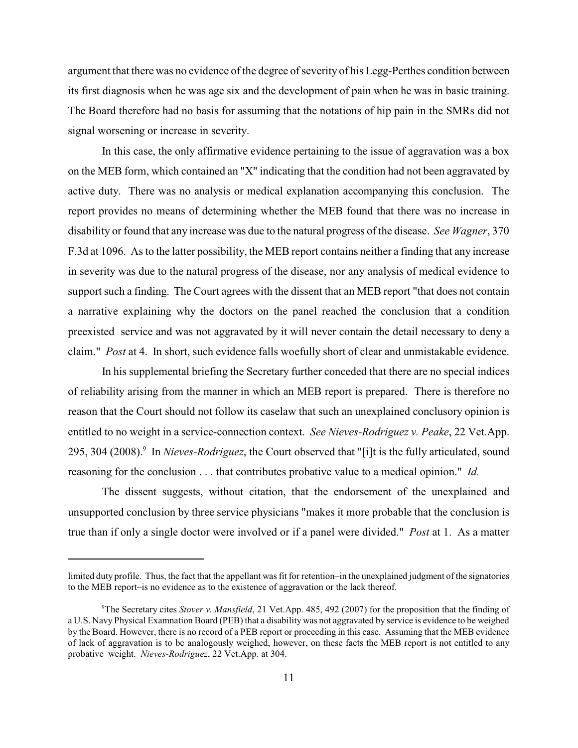argument that there was no evidence of the degree of severity of his Legg-Perthes condition between its first diagnosis when he was age six and the development of pain when he was in basic training. The Board therefore had no basis for assuming that the notations of hip pain in the SMRs did not signal worsening or increase in severity.

In this case, the only affirmative evidence pertaining to the issue of aggravation was a box on the MEB form, which contained an "X" indicating that the condition had not been aggravated by active duty. There was no analysis or medical explanation accompanying this conclusion. The report provides no means of determining whether the MEB found that there was no increase in disability or found that any increase was due to the natural progress of the disease. *See Wagner*, 370 F.3d at 1096. As to the latter possibility, the MEB report contains neither a finding that any increase in severity was due to the natural progress of the disease, nor any analysis of medical evidence to support such a finding. The Court agrees with the dissent that an MEB report "that does not contain a narrative explaining why the doctors on the panel reached the conclusion that a condition preexisted service and was not aggravated by it will never contain the detail necessary to deny a claim." *Post* at 4. In short, such evidence falls woefully short of clear and unmistakable evidence.

In his supplemental briefing the Secretary further conceded that there are no special indices of reliability arising from the manner in which an MEB report is prepared. There is therefore no reason that the Court should not follow its caselaw that such an unexplained conclusory opinion is entitled to no weight in a service-connection context. *See Nieves-Rodriguez v. Peake*, 22 Vet.App. 295, 304 (2008).[9] In *Nieves-Rodriguez*, the Court observed that "[i]t is the fully articulated, sound reasoning for the conclusion . . . that contributes probative value to a medical opinion." *Id.*

The dissent suggests, without citation, that the endorsement of the unexplained and unsupported conclusion by three service physicians "makes it more probable that the conclusion is true than if only a single doctor were involved or if a panel were divided." *Post* at 1. As a matter

---

limited duty profile. Thus, the fact that the appellant was fit for retention–in the unexplained judgment of the signatories to the MEB report–is no evidence as to the existence of aggravation or the lack thereof.

[9] The Secretary cites *Stover v. Mansfield*, 21 Vet.App. 485, 492 (2007) for the proposition that the finding of a U.S. Navy Physical Examnation Board (PEB) that a disability was not aggravated by service is evidence to be weighed by the Board. However, there is no record of a PEB report or proceeding in this case. Assuming that the MEB evidence of lack of aggravation is to be analogously weighed, however, on these facts the MEB report is not entitled to any probative weight. *Nieves-Rodriguez*, 22 Vet.App. at 304.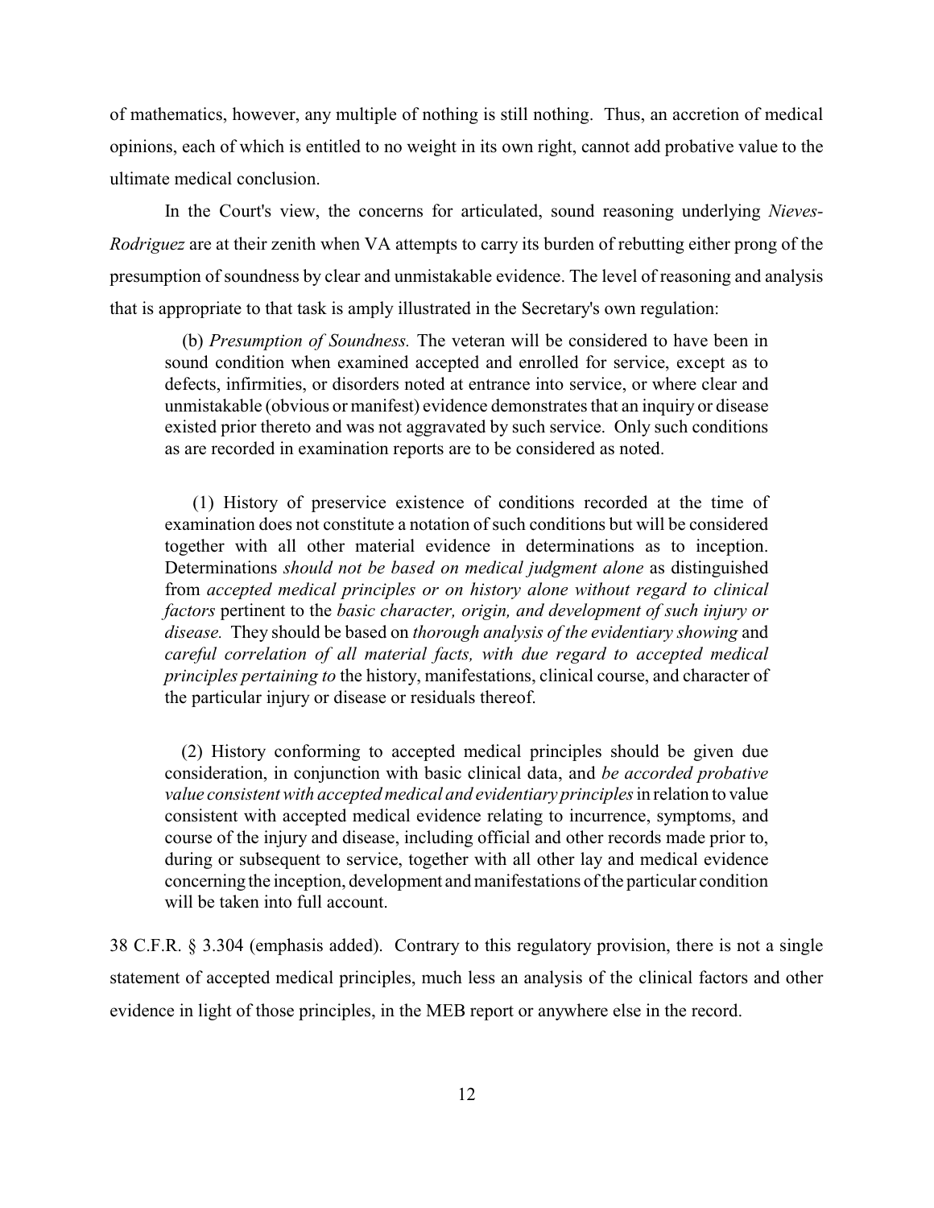of mathematics, however, any multiple of nothing is still nothing. Thus, an accretion of medical opinions, each of which is entitled to no weight in its own right, cannot add probative value to the ultimate medical conclusion.

In the Court's view, the concerns for articulated, sound reasoning underlying *Nieves-Rodriguez* are at their zenith when VA attempts to carry its burden of rebutting either prong of the presumption of soundness by clear and unmistakable evidence. The level of reasoning and analysis that is appropriate to that task is amply illustrated in the Secretary's own regulation:

> (b) *Presumption of Soundness.* The veteran will be considered to have been in sound condition when examined accepted and enrolled for service, except as to defects, infirmities, or disorders noted at entrance into service, or where clear and unmistakable (obvious or manifest) evidence demonstrates that an inquiry or disease existed prior thereto and was not aggravated by such service. Only such conditions as are recorded in examination reports are to be considered as noted.
>
> (1) History of preservice existence of conditions recorded at the time of examination does not constitute a notation of such conditions but will be considered together with all other material evidence in determinations as to inception. Determinations *should not be based on medical judgment alone* as distinguished from *accepted medical principles or on history alone without regard to clinical factors* pertinent to the *basic character, origin, and development of such injury or disease.* They should be based on *thorough analysis of the evidentiary showing* and *careful correlation of all material facts, with due regard to accepted medical principles pertaining to* the history, manifestations, clinical course, and character of the particular injury or disease or residuals thereof.
>
> (2) History conforming to accepted medical principles should be given due consideration, in conjunction with basic clinical data, and *be accorded probative value consistent with accepted medical and evidentiary principles* in relation to value consistent with accepted medical evidence relating to incurrence, symptoms, and course of the injury and disease, including official and other records made prior to, during or subsequent to service, together with all other lay and medical evidence concerning the inception, development and manifestations of the particular condition will be taken into full account.

38 C.F.R. § 3.304 (emphasis added). Contrary to this regulatory provision, there is not a single statement of accepted medical principles, much less an analysis of the clinical factors and other evidence in light of those principles, in the MEB report or anywhere else in the record.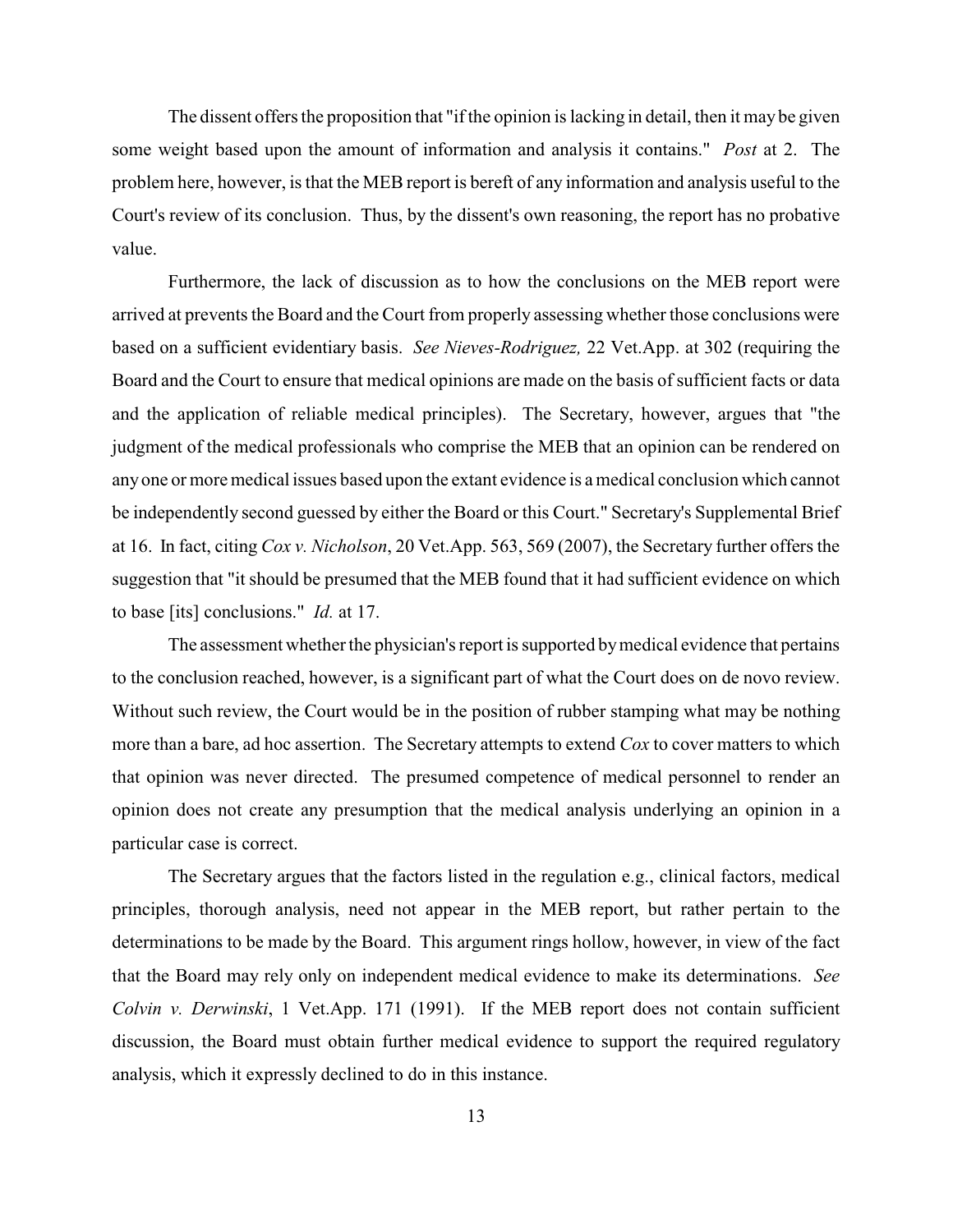The dissent offers the proposition that "if the opinion is lacking in detail, then it may be given some weight based upon the amount of information and analysis it contains." *Post* at 2. The problem here, however, is that the MEB report is bereft of any information and analysis useful to the Court's review of its conclusion. Thus, by the dissent's own reasoning, the report has no probative value.

Furthermore, the lack of discussion as to how the conclusions on the MEB report were arrived at prevents the Board and the Court from properly assessing whether those conclusions were based on a sufficient evidentiary basis. *See Nieves-Rodriguez,* 22 Vet.App. at 302 (requiring the Board and the Court to ensure that medical opinions are made on the basis of sufficient facts or data and the application of reliable medical principles). The Secretary, however, argues that "the judgment of the medical professionals who comprise the MEB that an opinion can be rendered on any one or more medical issues based upon the extant evidence is a medical conclusion which cannot be independently second guessed by either the Board or this Court." Secretary's Supplemental Brief at 16. In fact, citing *Cox v. Nicholson*, 20 Vet.App. 563, 569 (2007), the Secretary further offers the suggestion that "it should be presumed that the MEB found that it had sufficient evidence on which to base [its] conclusions." *Id.* at 17.

The assessment whether the physician's report is supported by medical evidence that pertains to the conclusion reached, however, is a significant part of what the Court does on de novo review. Without such review, the Court would be in the position of rubber stamping what may be nothing more than a bare, ad hoc assertion. The Secretary attempts to extend *Cox* to cover matters to which that opinion was never directed. The presumed competence of medical personnel to render an opinion does not create any presumption that the medical analysis underlying an opinion in a particular case is correct.

The Secretary argues that the factors listed in the regulation e.g., clinical factors, medical principles, thorough analysis, need not appear in the MEB report, but rather pertain to the determinations to be made by the Board. This argument rings hollow, however, in view of the fact that the Board may rely only on independent medical evidence to make its determinations. *See Colvin v. Derwinski*, 1 Vet.App. 171 (1991). If the MEB report does not contain sufficient discussion, the Board must obtain further medical evidence to support the required regulatory analysis, which it expressly declined to do in this instance.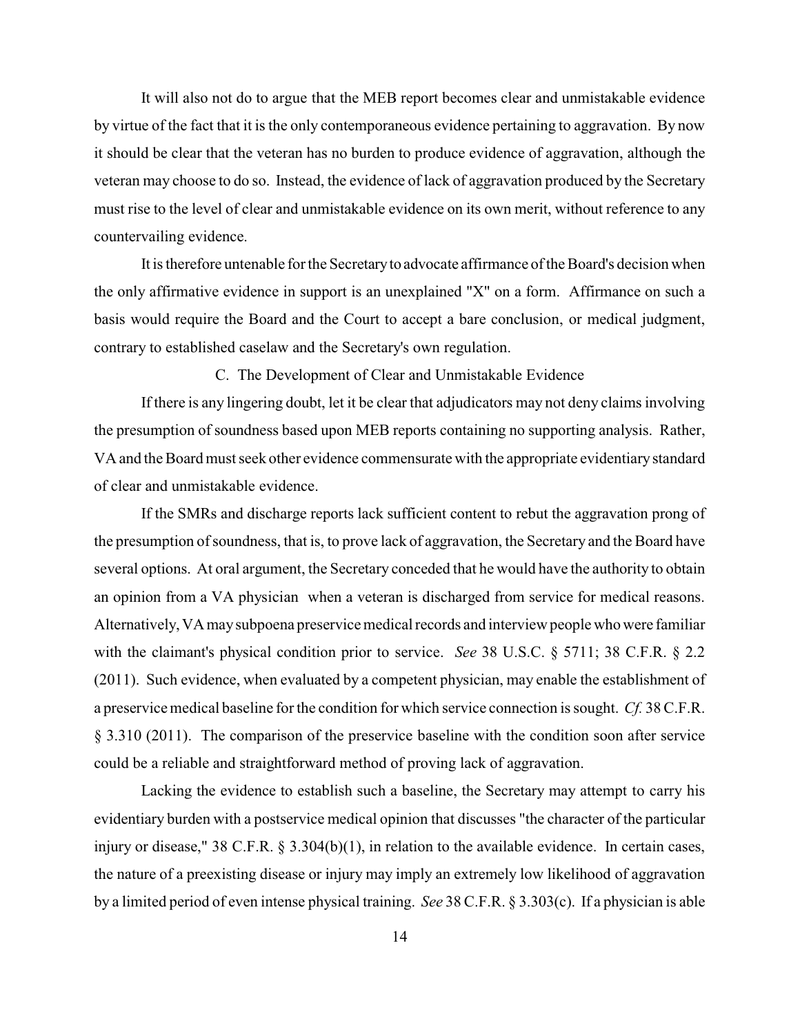It will also not do to argue that the MEB report becomes clear and unmistakable evidence by virtue of the fact that it is the only contemporaneous evidence pertaining to aggravation. By now it should be clear that the veteran has no burden to produce evidence of aggravation, although the veteran may choose to do so. Instead, the evidence of lack of aggravation produced by the Secretary must rise to the level of clear and unmistakable evidence on its own merit, without reference to any countervailing evidence.

It is therefore untenable for the Secretary to advocate affirmance of the Board's decision when the only affirmative evidence in support is an unexplained "X" on a form. Affirmance on such a basis would require the Board and the Court to accept a bare conclusion, or medical judgment, contrary to established caselaw and the Secretary's own regulation.

### C. The Development of Clear and Unmistakable Evidence

If there is any lingering doubt, let it be clear that adjudicators may not deny claims involving the presumption of soundness based upon MEB reports containing no supporting analysis. Rather, VA and the Board must seek other evidence commensurate with the appropriate evidentiary standard of clear and unmistakable evidence.

If the SMRs and discharge reports lack sufficient content to rebut the aggravation prong of the presumption of soundness, that is, to prove lack of aggravation, the Secretary and the Board have several options. At oral argument, the Secretary conceded that he would have the authority to obtain an opinion from a VA physician when a veteran is discharged from service for medical reasons. Alternatively, VA may subpoena preservice medical records and interview people who were familiar with the claimant's physical condition prior to service. *See* 38 U.S.C. § 5711; 38 C.F.R. § 2.2 (2011). Such evidence, when evaluated by a competent physician, may enable the establishment of a preservice medical baseline for the condition for which service connection is sought. *Cf.* 38 C.F.R. § 3.310 (2011). The comparison of the preservice baseline with the condition soon after service could be a reliable and straightforward method of proving lack of aggravation.

Lacking the evidence to establish such a baseline, the Secretary may attempt to carry his evidentiary burden with a postservice medical opinion that discusses "the character of the particular injury or disease," 38 C.F.R. § 3.304(b)(1), in relation to the available evidence. In certain cases, the nature of a preexisting disease or injury may imply an extremely low likelihood of aggravation by a limited period of even intense physical training. *See* 38 C.F.R. § 3.303(c). If a physician is able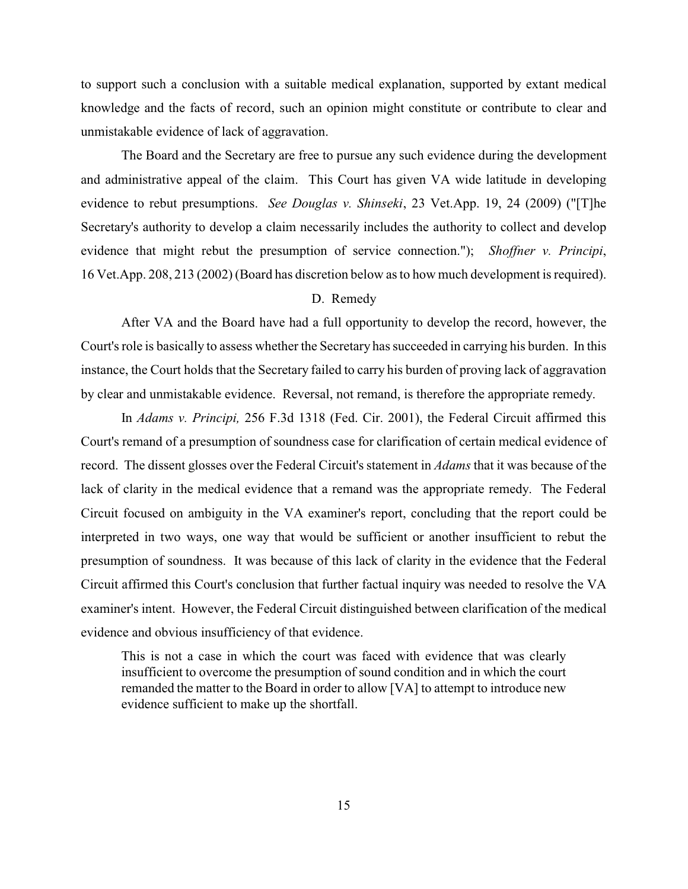to support such a conclusion with a suitable medical explanation, supported by extant medical knowledge and the facts of record, such an opinion might constitute or contribute to clear and unmistakable evidence of lack of aggravation.

The Board and the Secretary are free to pursue any such evidence during the development and administrative appeal of the claim. This Court has given VA wide latitude in developing evidence to rebut presumptions. *See Douglas v. Shinseki*, 23 Vet.App. 19, 24 (2009) ("[T]he Secretary's authority to develop a claim necessarily includes the authority to collect and develop evidence that might rebut the presumption of service connection."); *Shoffner v. Principi*, 16 Vet.App. 208, 213 (2002) (Board has discretion below as to how much development is required).

D. Remedy

After VA and the Board have had a full opportunity to develop the record, however, the Court's role is basically to assess whether the Secretary has succeeded in carrying his burden. In this instance, the Court holds that the Secretary failed to carry his burden of proving lack of aggravation by clear and unmistakable evidence. Reversal, not remand, is therefore the appropriate remedy.

In *Adams v. Principi,* 256 F.3d 1318 (Fed. Cir. 2001), the Federal Circuit affirmed this Court's remand of a presumption of soundness case for clarification of certain medical evidence of record. The dissent glosses over the Federal Circuit's statement in *Adams* that it was because of the lack of clarity in the medical evidence that a remand was the appropriate remedy. The Federal Circuit focused on ambiguity in the VA examiner's report, concluding that the report could be interpreted in two ways, one way that would be sufficient or another insufficient to rebut the presumption of soundness. It was because of this lack of clarity in the evidence that the Federal Circuit affirmed this Court's conclusion that further factual inquiry was needed to resolve the VA examiner's intent. However, the Federal Circuit distinguished between clarification of the medical evidence and obvious insufficiency of that evidence.

> This is not a case in which the court was faced with evidence that was clearly insufficient to overcome the presumption of sound condition and in which the court remanded the matter to the Board in order to allow [VA] to attempt to introduce new evidence sufficient to make up the shortfall.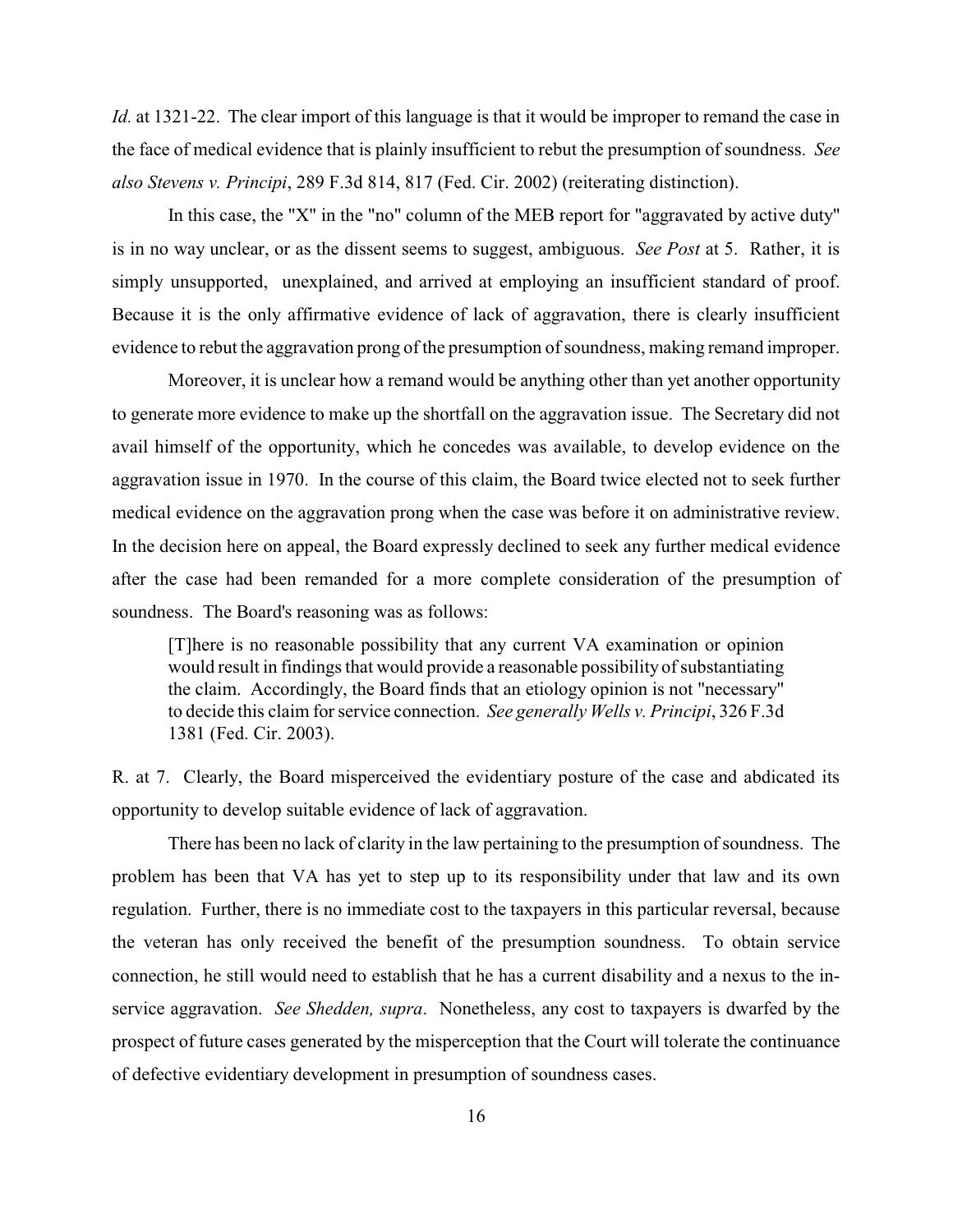*Id.* at 1321-22. The clear import of this language is that it would be improper to remand the case in the face of medical evidence that is plainly insufficient to rebut the presumption of soundness. *See also Stevens v. Principi*, 289 F.3d 814, 817 (Fed. Cir. 2002) (reiterating distinction).

In this case, the "X" in the "no" column of the MEB report for "aggravated by active duty" is in no way unclear, or as the dissent seems to suggest, ambiguous. *See Post* at 5. Rather, it is simply unsupported, unexplained, and arrived at employing an insufficient standard of proof. Because it is the only affirmative evidence of lack of aggravation, there is clearly insufficient evidence to rebut the aggravation prong of the presumption of soundness, making remand improper.

Moreover, it is unclear how a remand would be anything other than yet another opportunity to generate more evidence to make up the shortfall on the aggravation issue. The Secretary did not avail himself of the opportunity, which he concedes was available, to develop evidence on the aggravation issue in 1970. In the course of this claim, the Board twice elected not to seek further medical evidence on the aggravation prong when the case was before it on administrative review. In the decision here on appeal, the Board expressly declined to seek any further medical evidence after the case had been remanded for a more complete consideration of the presumption of soundness. The Board's reasoning was as follows:

> [T]here is no reasonable possibility that any current VA examination or opinion would result in findings that would provide a reasonable possibility of substantiating the claim. Accordingly, the Board finds that an etiology opinion is not "necessary" to decide this claim for service connection. *See generally Wells v. Principi*, 326 F.3d 1381 (Fed. Cir. 2003).

R. at 7. Clearly, the Board misperceived the evidentiary posture of the case and abdicated its opportunity to develop suitable evidence of lack of aggravation.

There has been no lack of clarity in the law pertaining to the presumption of soundness. The problem has been that VA has yet to step up to its responsibility under that law and its own regulation. Further, there is no immediate cost to the taxpayers in this particular reversal, because the veteran has only received the benefit of the presumption soundness. To obtain service connection, he still would need to establish that he has a current disability and a nexus to the in-service aggravation. *See Shedden, supra*. Nonetheless, any cost to taxpayers is dwarfed by the prospect of future cases generated by the misperception that the Court will tolerate the continuance of defective evidentiary development in presumption of soundness cases.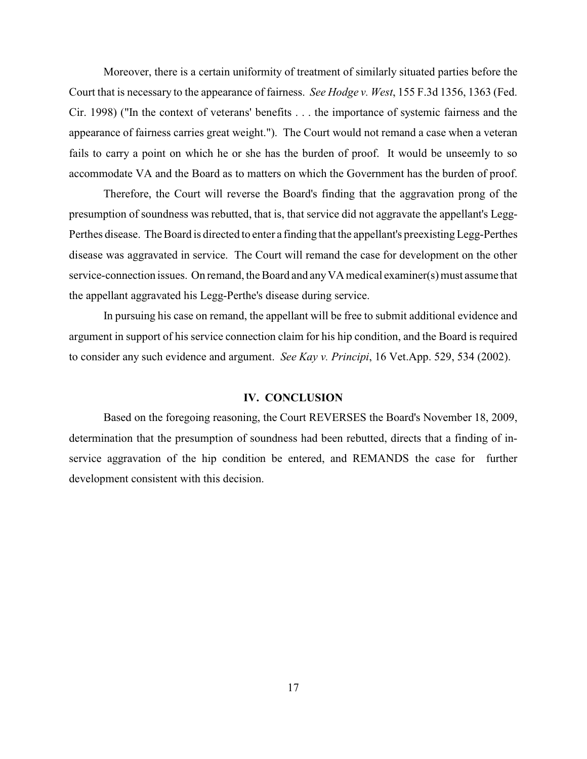Moreover, there is a certain uniformity of treatment of similarly situated parties before the Court that is necessary to the appearance of fairness. *See Hodge v. West*, 155 F.3d 1356, 1363 (Fed. Cir. 1998) ("In the context of veterans' benefits . . . the importance of systemic fairness and the appearance of fairness carries great weight."). The Court would not remand a case when a veteran fails to carry a point on which he or she has the burden of proof. It would be unseemly to so accommodate VA and the Board as to matters on which the Government has the burden of proof.

Therefore, the Court will reverse the Board's finding that the aggravation prong of the presumption of soundness was rebutted, that is, that service did not aggravate the appellant's Legg-Perthes disease. The Board is directed to enter a finding that the appellant's preexisting Legg-Perthes disease was aggravated in service. The Court will remand the case for development on the other service-connection issues. On remand, the Board and any VA medical examiner(s) must assume that the appellant aggravated his Legg-Perthe's disease during service.

In pursuing his case on remand, the appellant will be free to submit additional evidence and argument in support of his service connection claim for his hip condition, and the Board is required to consider any such evidence and argument. *See Kay v. Principi*, 16 Vet.App. 529, 534 (2002).

## IV. CONCLUSION

Based on the foregoing reasoning, the Court REVERSES the Board's November 18, 2009, determination that the presumption of soundness had been rebutted, directs that a finding of in-service aggravation of the hip condition be entered, and REMANDS the case for further development consistent with this decision.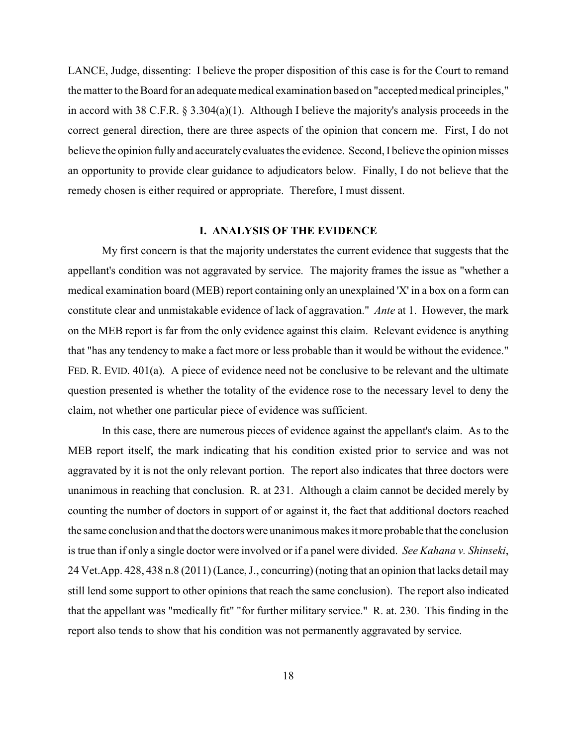LANCE, Judge, dissenting: I believe the proper disposition of this case is for the Court to remand the matter to the Board for an adequate medical examination based on "accepted medical principles," in accord with 38 C.F.R. § 3.304(a)(1). Although I believe the majority's analysis proceeds in the correct general direction, there are three aspects of the opinion that concern me. First, I do not believe the opinion fully and accurately evaluates the evidence. Second, I believe the opinion misses an opportunity to provide clear guidance to adjudicators below. Finally, I do not believe that the remedy chosen is either required or appropriate. Therefore, I must dissent.

## I. ANALYSIS OF THE EVIDENCE

My first concern is that the majority understates the current evidence that suggests that the appellant's condition was not aggravated by service. The majority frames the issue as "whether a medical examination board (MEB) report containing only an unexplained 'X' in a box on a form can constitute clear and unmistakable evidence of lack of aggravation." *Ante* at 1. However, the mark on the MEB report is far from the only evidence against this claim. Relevant evidence is anything that "has any tendency to make a fact more or less probable than it would be without the evidence." FED. R. EVID. 401(a). A piece of evidence need not be conclusive to be relevant and the ultimate question presented is whether the totality of the evidence rose to the necessary level to deny the claim, not whether one particular piece of evidence was sufficient.

In this case, there are numerous pieces of evidence against the appellant's claim. As to the MEB report itself, the mark indicating that his condition existed prior to service and was not aggravated by it is not the only relevant portion. The report also indicates that three doctors were unanimous in reaching that conclusion. R. at 231. Although a claim cannot be decided merely by counting the number of doctors in support of or against it, the fact that additional doctors reached the same conclusion and that the doctors were unanimous makes it more probable that the conclusion is true than if only a single doctor were involved or if a panel were divided. *See Kahana v. Shinseki*, 24 Vet.App. 428, 438 n.8 (2011) (Lance, J., concurring) (noting that an opinion that lacks detail may still lend some support to other opinions that reach the same conclusion). The report also indicated that the appellant was "medically fit" "for further military service." R. at. 230. This finding in the report also tends to show that his condition was not permanently aggravated by service.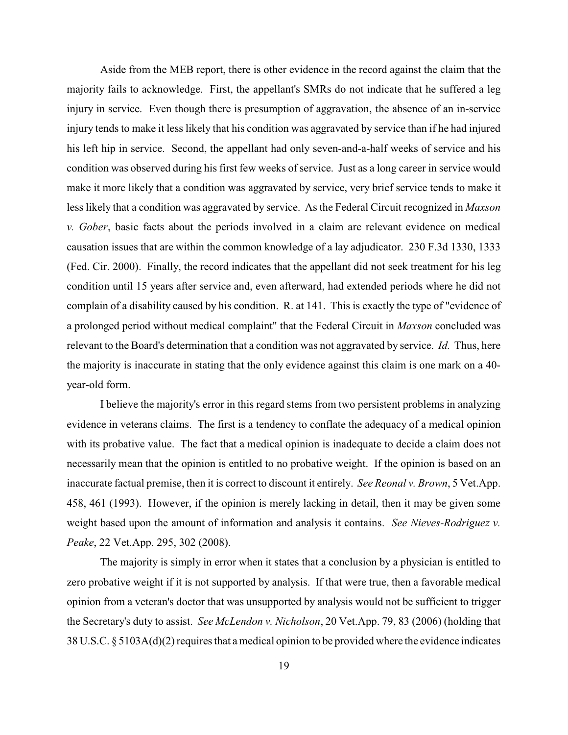Aside from the MEB report, there is other evidence in the record against the claim that the majority fails to acknowledge. First, the appellant's SMRs do not indicate that he suffered a leg injury in service. Even though there is presumption of aggravation, the absence of an in-service injury tends to make it less likely that his condition was aggravated by service than if he had injured his left hip in service. Second, the appellant had only seven-and-a-half weeks of service and his condition was observed during his first few weeks of service. Just as a long career in service would make it more likely that a condition was aggravated by service, very brief service tends to make it less likely that a condition was aggravated by service. As the Federal Circuit recognized in *Maxson v. Gober*, basic facts about the periods involved in a claim are relevant evidence on medical causation issues that are within the common knowledge of a lay adjudicator. 230 F.3d 1330, 1333 (Fed. Cir. 2000). Finally, the record indicates that the appellant did not seek treatment for his leg condition until 15 years after service and, even afterward, had extended periods where he did not complain of a disability caused by his condition. R. at 141. This is exactly the type of "evidence of a prolonged period without medical complaint" that the Federal Circuit in *Maxson* concluded was relevant to the Board's determination that a condition was not aggravated by service. *Id.* Thus, here the majority is inaccurate in stating that the only evidence against this claim is one mark on a 40-year-old form.

I believe the majority's error in this regard stems from two persistent problems in analyzing evidence in veterans claims. The first is a tendency to conflate the adequacy of a medical opinion with its probative value. The fact that a medical opinion is inadequate to decide a claim does not necessarily mean that the opinion is entitled to no probative weight. If the opinion is based on an inaccurate factual premise, then it is correct to discount it entirely. *See Reonal v. Brown*, 5 Vet.App. 458, 461 (1993). However, if the opinion is merely lacking in detail, then it may be given some weight based upon the amount of information and analysis it contains. *See Nieves-Rodriguez v. Peake*, 22 Vet.App. 295, 302 (2008).

The majority is simply in error when it states that a conclusion by a physician is entitled to zero probative weight if it is not supported by analysis. If that were true, then a favorable medical opinion from a veteran's doctor that was unsupported by analysis would not be sufficient to trigger the Secretary's duty to assist. *See McLendon v. Nicholson*, 20 Vet.App. 79, 83 (2006) (holding that 38 U.S.C. § 5103A(d)(2) requires that a medical opinion to be provided where the evidence indicates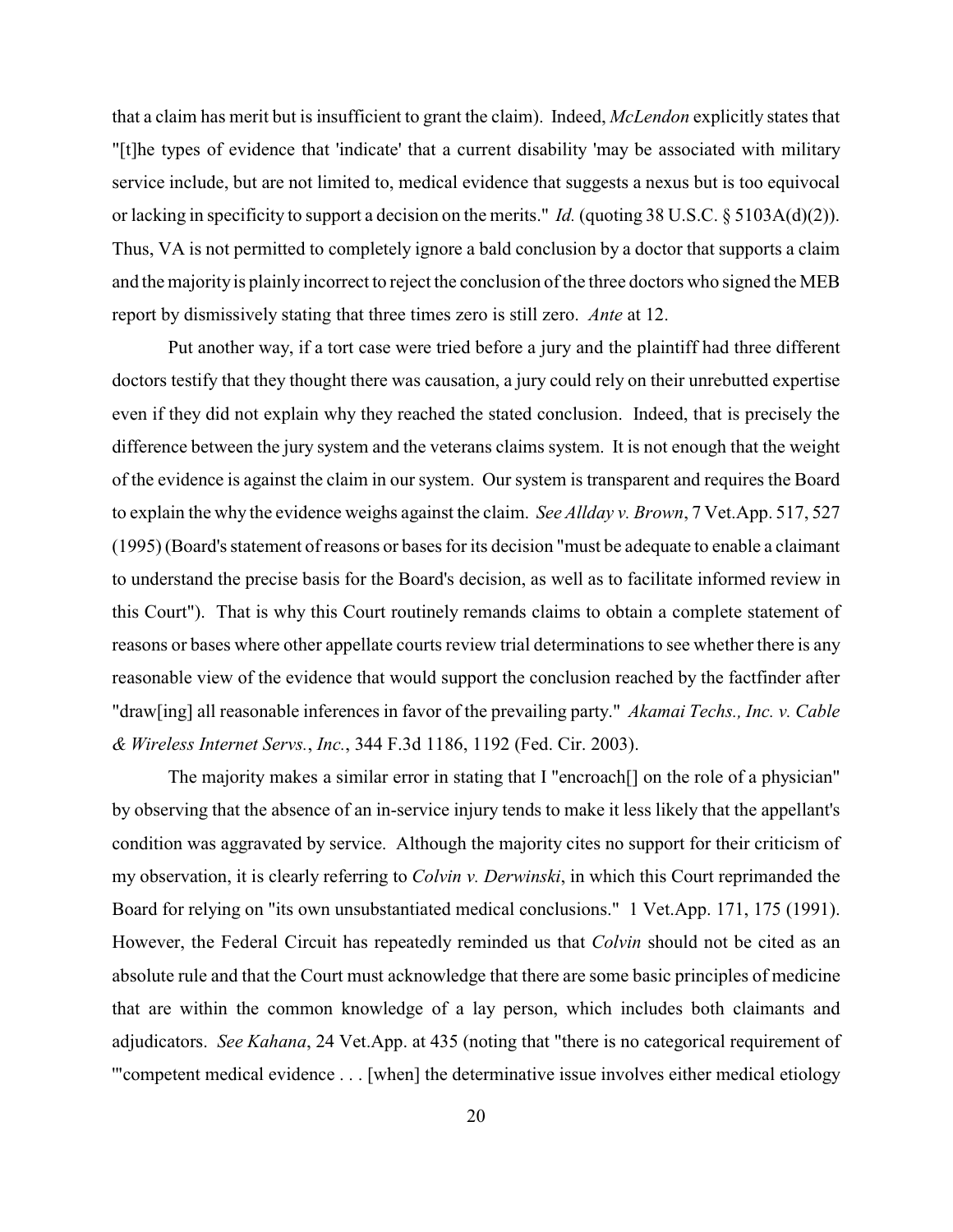that a claim has merit but is insufficient to grant the claim). Indeed, *McLendon* explicitly states that "[t]he types of evidence that 'indicate' that a current disability 'may be associated with military service include, but are not limited to, medical evidence that suggests a nexus but is too equivocal or lacking in specificity to support a decision on the merits." *Id.* (quoting 38 U.S.C. § 5103A(d)(2)). Thus, VA is not permitted to completely ignore a bald conclusion by a doctor that supports a claim and the majority is plainly incorrect to reject the conclusion of the three doctors who signed the MEB report by dismissively stating that three times zero is still zero. *Ante* at 12.

Put another way, if a tort case were tried before a jury and the plaintiff had three different doctors testify that they thought there was causation, a jury could rely on their unrebutted expertise even if they did not explain why they reached the stated conclusion. Indeed, that is precisely the difference between the jury system and the veterans claims system. It is not enough that the weight of the evidence is against the claim in our system. Our system is transparent and requires the Board to explain the why the evidence weighs against the claim. *See Allday v. Brown*, 7 Vet.App. 517, 527 (1995) (Board's statement of reasons or bases for its decision "must be adequate to enable a claimant to understand the precise basis for the Board's decision, as well as to facilitate informed review in this Court"). That is why this Court routinely remands claims to obtain a complete statement of reasons or bases where other appellate courts review trial determinations to see whether there is any reasonable view of the evidence that would support the conclusion reached by the factfinder after "draw[ing] all reasonable inferences in favor of the prevailing party." *Akamai Techs., Inc. v. Cable & Wireless Internet Servs., Inc.*, 344 F.3d 1186, 1192 (Fed. Cir. 2003).

The majority makes a similar error in stating that I "encroach[] on the role of a physician" by observing that the absence of an in-service injury tends to make it less likely that the appellant's condition was aggravated by service. Although the majority cites no support for their criticism of my observation, it is clearly referring to *Colvin v. Derwinski*, in which this Court reprimanded the Board for relying on "its own unsubstantiated medical conclusions." 1 Vet.App. 171, 175 (1991). However, the Federal Circuit has repeatedly reminded us that *Colvin* should not be cited as an absolute rule and that the Court must acknowledge that there are some basic principles of medicine that are within the common knowledge of a lay person, which includes both claimants and adjudicators. *See Kahana*, 24 Vet.App. at 435 (noting that "there is no categorical requirement of "'competent medical evidence . . . [when] the determinative issue involves either medical etiology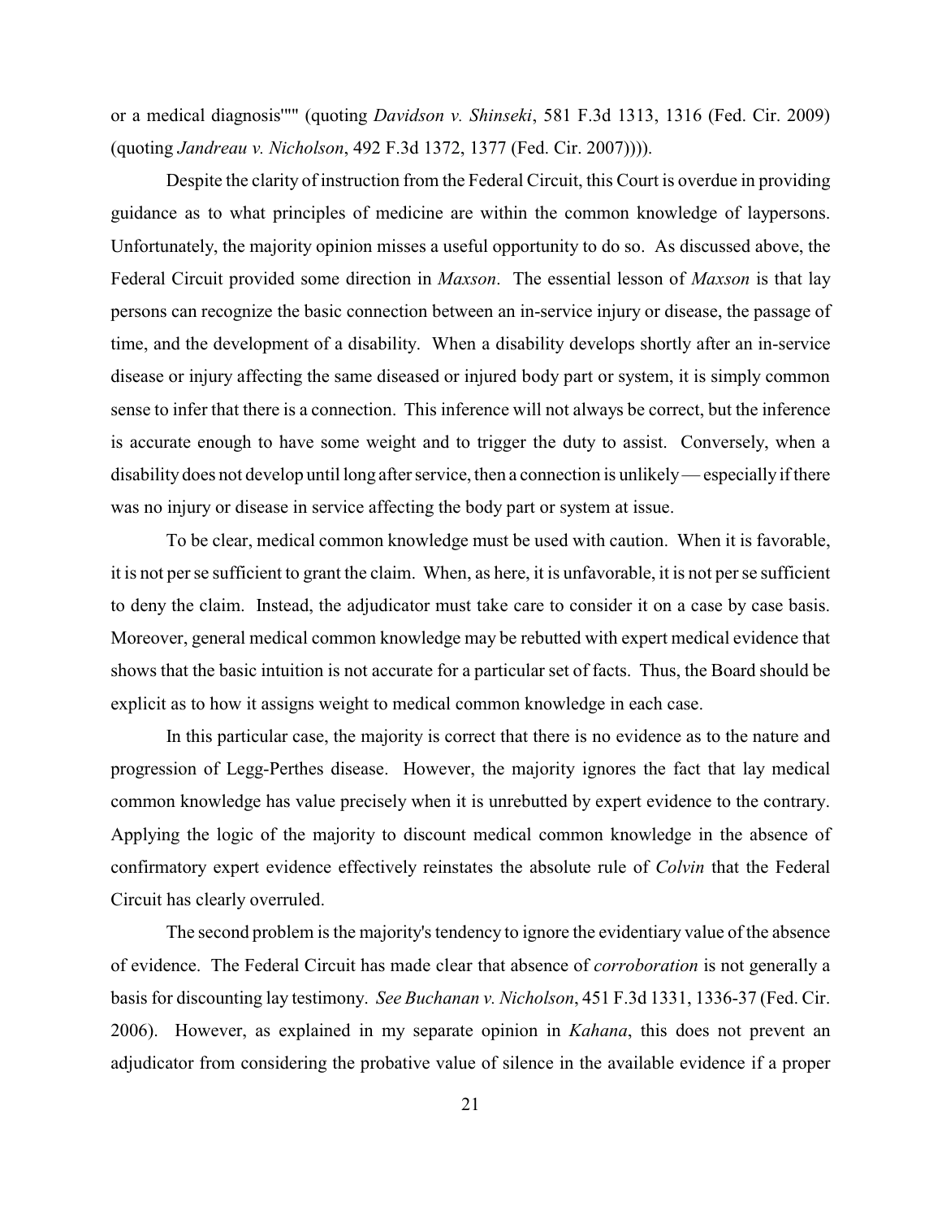or a medical diagnosis'"" (quoting *Davidson v. Shinseki*, 581 F.3d 1313, 1316 (Fed. Cir. 2009) (quoting *Jandreau v. Nicholson*, 492 F.3d 1372, 1377 (Fed. Cir. 2007)))).

Despite the clarity of instruction from the Federal Circuit, this Court is overdue in providing guidance as to what principles of medicine are within the common knowledge of laypersons. Unfortunately, the majority opinion misses a useful opportunity to do so. As discussed above, the Federal Circuit provided some direction in *Maxson*. The essential lesson of *Maxson* is that lay persons can recognize the basic connection between an in-service injury or disease, the passage of time, and the development of a disability. When a disability develops shortly after an in-service disease or injury affecting the same diseased or injured body part or system, it is simply common sense to infer that there is a connection. This inference will not always be correct, but the inference is accurate enough to have some weight and to trigger the duty to assist. Conversely, when a disability does not develop until long after service, then a connection is unlikely — especially if there was no injury or disease in service affecting the body part or system at issue.

To be clear, medical common knowledge must be used with caution. When it is favorable, it is not per se sufficient to grant the claim. When, as here, it is unfavorable, it is not per se sufficient to deny the claim. Instead, the adjudicator must take care to consider it on a case by case basis. Moreover, general medical common knowledge may be rebutted with expert medical evidence that shows that the basic intuition is not accurate for a particular set of facts. Thus, the Board should be explicit as to how it assigns weight to medical common knowledge in each case.

In this particular case, the majority is correct that there is no evidence as to the nature and progression of Legg-Perthes disease. However, the majority ignores the fact that lay medical common knowledge has value precisely when it is unrebutted by expert evidence to the contrary. Applying the logic of the majority to discount medical common knowledge in the absence of confirmatory expert evidence effectively reinstates the absolute rule of *Colvin* that the Federal Circuit has clearly overruled.

The second problem is the majority's tendency to ignore the evidentiary value of the absence of evidence. The Federal Circuit has made clear that absence of *corroboration* is not generally a basis for discounting lay testimony. *See Buchanan v. Nicholson*, 451 F.3d 1331, 1336-37 (Fed. Cir. 2006). However, as explained in my separate opinion in *Kahana*, this does not prevent an adjudicator from considering the probative value of silence in the available evidence if a proper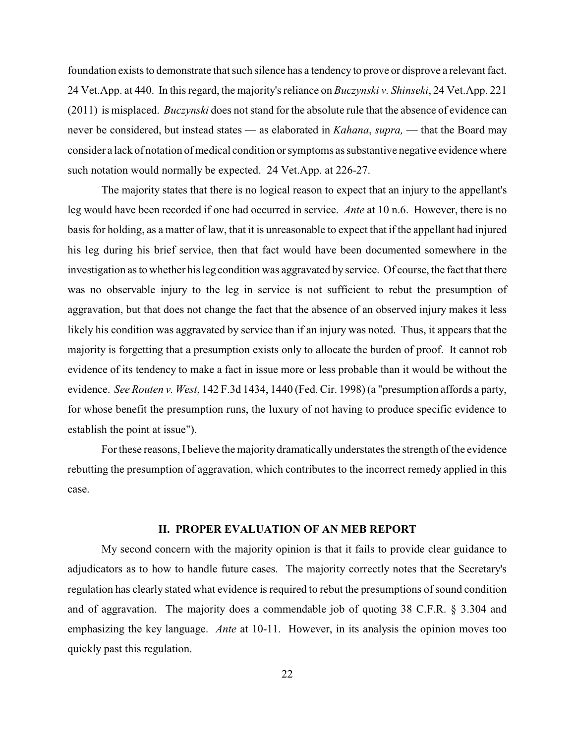foundation exists to demonstrate that such silence has a tendency to prove or disprove a relevant fact. 24 Vet.App. at 440. In this regard, the majority's reliance on *Buczynski v. Shinseki*, 24 Vet.App. 221 (2011) is misplaced. *Buczynski* does not stand for the absolute rule that the absence of evidence can never be considered, but instead states — as elaborated in *Kahana*, *supra,* — that the Board may consider a lack of notation of medical condition or symptoms as substantive negative evidence where such notation would normally be expected. 24 Vet.App. at 226-27.

The majority states that there is no logical reason to expect that an injury to the appellant's leg would have been recorded if one had occurred in service. *Ante* at 10 n.6. However, there is no basis for holding, as a matter of law, that it is unreasonable to expect that if the appellant had injured his leg during his brief service, then that fact would have been documented somewhere in the investigation as to whether his leg condition was aggravated by service. Of course, the fact that there was no observable injury to the leg in service is not sufficient to rebut the presumption of aggravation, but that does not change the fact that the absence of an observed injury makes it less likely his condition was aggravated by service than if an injury was noted. Thus, it appears that the majority is forgetting that a presumption exists only to allocate the burden of proof. It cannot rob evidence of its tendency to make a fact in issue more or less probable than it would be without the evidence. *See Routen v. West*, 142 F.3d 1434, 1440 (Fed. Cir. 1998) (a "presumption affords a party, for whose benefit the presumption runs, the luxury of not having to produce specific evidence to establish the point at issue").

For these reasons, I believe the majority dramatically understates the strength of the evidence rebutting the presumption of aggravation, which contributes to the incorrect remedy applied in this case.

## II. PROPER EVALUATION OF AN MEB REPORT

My second concern with the majority opinion is that it fails to provide clear guidance to adjudicators as to how to handle future cases. The majority correctly notes that the Secretary's regulation has clearly stated what evidence is required to rebut the presumptions of sound condition and of aggravation. The majority does a commendable job of quoting 38 C.F.R. § 3.304 and emphasizing the key language. *Ante* at 10-11. However, in its analysis the opinion moves too quickly past this regulation.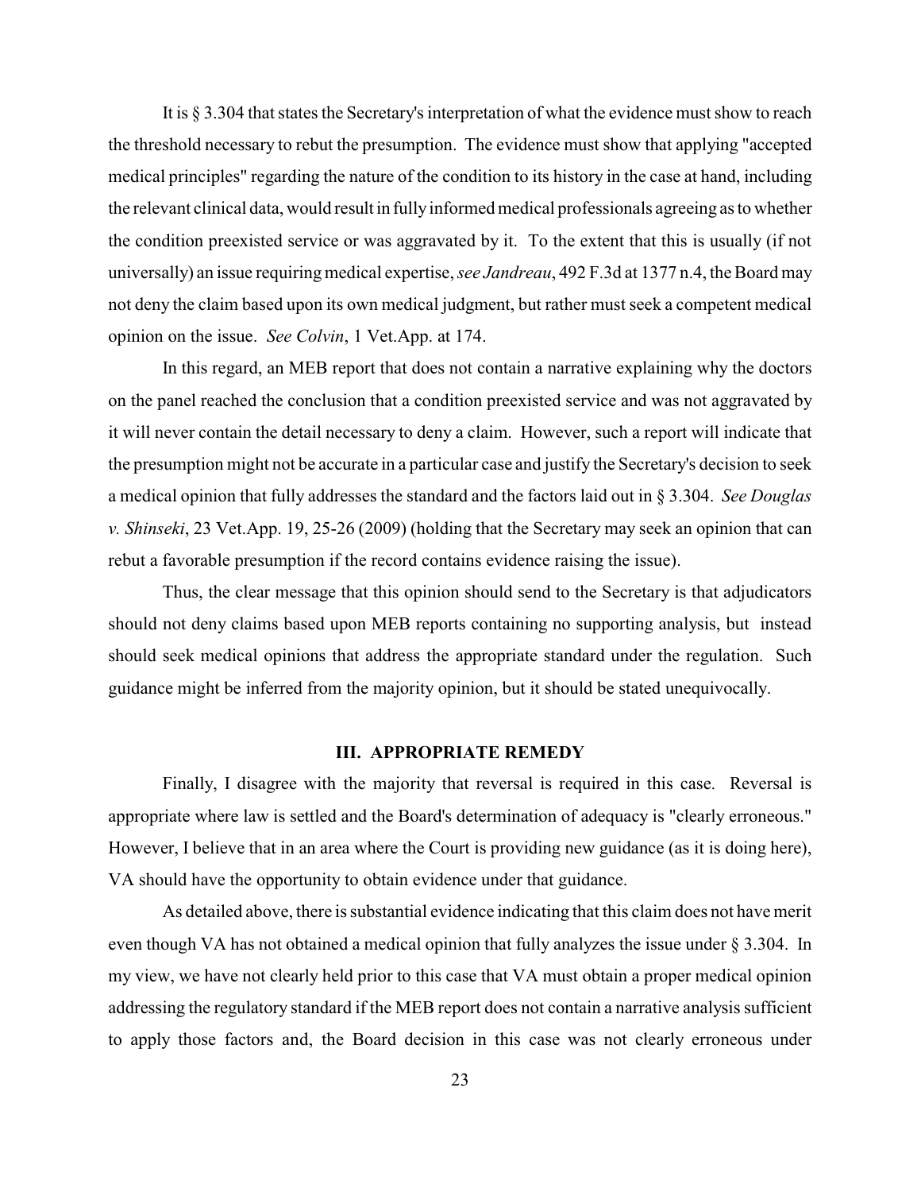It is § 3.304 that states the Secretary's interpretation of what the evidence must show to reach the threshold necessary to rebut the presumption. The evidence must show that applying "accepted medical principles" regarding the nature of the condition to its history in the case at hand, including the relevant clinical data, would result in fully informed medical professionals agreeing as to whether the condition preexisted service or was aggravated by it. To the extent that this is usually (if not universally) an issue requiring medical expertise, *see Jandreau*, 492 F.3d at 1377 n.4, the Board may not deny the claim based upon its own medical judgment, but rather must seek a competent medical opinion on the issue. *See Colvin*, 1 Vet.App. at 174.

In this regard, an MEB report that does not contain a narrative explaining why the doctors on the panel reached the conclusion that a condition preexisted service and was not aggravated by it will never contain the detail necessary to deny a claim. However, such a report will indicate that the presumption might not be accurate in a particular case and justify the Secretary's decision to seek a medical opinion that fully addresses the standard and the factors laid out in § 3.304. *See Douglas v. Shinseki*, 23 Vet.App. 19, 25-26 (2009) (holding that the Secretary may seek an opinion that can rebut a favorable presumption if the record contains evidence raising the issue).

Thus, the clear message that this opinion should send to the Secretary is that adjudicators should not deny claims based upon MEB reports containing no supporting analysis, but instead should seek medical opinions that address the appropriate standard under the regulation. Such guidance might be inferred from the majority opinion, but it should be stated unequivocally.

## III. APPROPRIATE REMEDY

Finally, I disagree with the majority that reversal is required in this case. Reversal is appropriate where law is settled and the Board's determination of adequacy is "clearly erroneous." However, I believe that in an area where the Court is providing new guidance (as it is doing here), VA should have the opportunity to obtain evidence under that guidance.

As detailed above, there is substantial evidence indicating that this claim does not have merit even though VA has not obtained a medical opinion that fully analyzes the issue under § 3.304. In my view, we have not clearly held prior to this case that VA must obtain a proper medical opinion addressing the regulatory standard if the MEB report does not contain a narrative analysis sufficient to apply those factors and, the Board decision in this case was not clearly erroneous under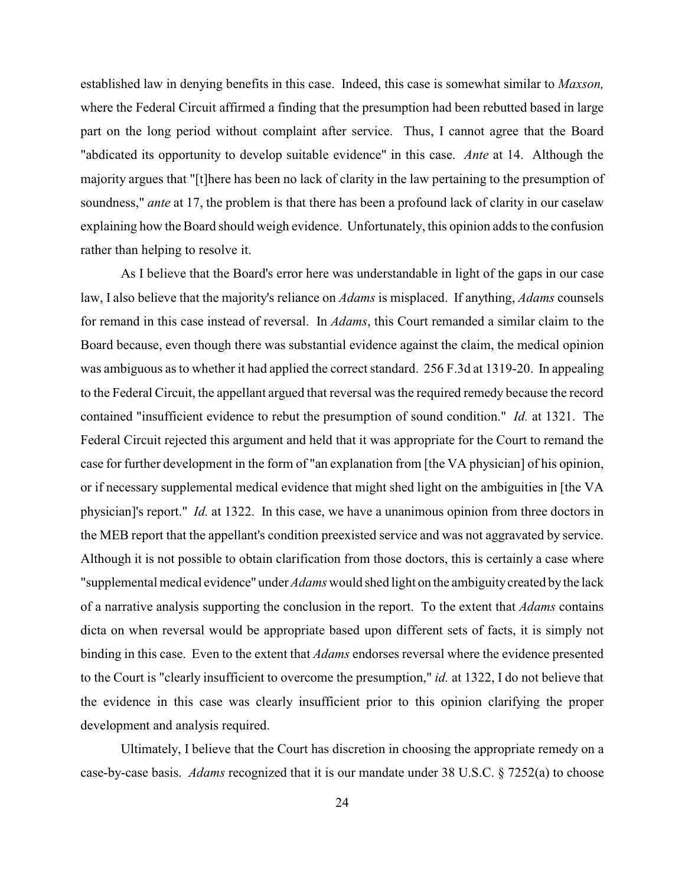established law in denying benefits in this case. Indeed, this case is somewhat similar to *Maxson,* where the Federal Circuit affirmed a finding that the presumption had been rebutted based in large part on the long period without complaint after service. Thus, I cannot agree that the Board "abdicated its opportunity to develop suitable evidence" in this case. *Ante* at 14. Although the majority argues that "[t]here has been no lack of clarity in the law pertaining to the presumption of soundness," *ante* at 17, the problem is that there has been a profound lack of clarity in our caselaw explaining how the Board should weigh evidence. Unfortunately, this opinion adds to the confusion rather than helping to resolve it.

As I believe that the Board's error here was understandable in light of the gaps in our case law, I also believe that the majority's reliance on *Adams* is misplaced. If anything, *Adams* counsels for remand in this case instead of reversal. In *Adams*, this Court remanded a similar claim to the Board because, even though there was substantial evidence against the claim, the medical opinion was ambiguous as to whether it had applied the correct standard. 256 F.3d at 1319-20. In appealing to the Federal Circuit, the appellant argued that reversal was the required remedy because the record contained "insufficient evidence to rebut the presumption of sound condition." *Id.* at 1321. The Federal Circuit rejected this argument and held that it was appropriate for the Court to remand the case for further development in the form of "an explanation from [the VA physician] of his opinion, or if necessary supplemental medical evidence that might shed light on the ambiguities in [the VA physician]'s report." *Id.* at 1322. In this case, we have a unanimous opinion from three doctors in the MEB report that the appellant's condition preexisted service and was not aggravated by service. Although it is not possible to obtain clarification from those doctors, this is certainly a case where "supplemental medical evidence" under *Adams* would shed light on the ambiguity created by the lack of a narrative analysis supporting the conclusion in the report. To the extent that *Adams* contains dicta on when reversal would be appropriate based upon different sets of facts, it is simply not binding in this case. Even to the extent that *Adams* endorses reversal where the evidence presented to the Court is "clearly insufficient to overcome the presumption," *id.* at 1322, I do not believe that the evidence in this case was clearly insufficient prior to this opinion clarifying the proper development and analysis required.

Ultimately, I believe that the Court has discretion in choosing the appropriate remedy on a case-by-case basis. *Adams* recognized that it is our mandate under 38 U.S.C. § 7252(a) to choose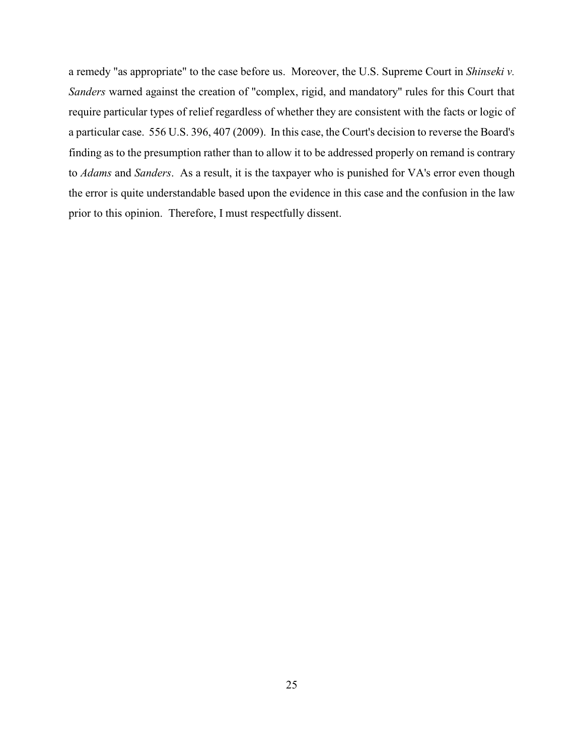a remedy "as appropriate" to the case before us. Moreover, the U.S. Supreme Court in *Shinseki v. Sanders* warned against the creation of "complex, rigid, and mandatory" rules for this Court that require particular types of relief regardless of whether they are consistent with the facts or logic of a particular case. 556 U.S. 396, 407 (2009). In this case, the Court's decision to reverse the Board's finding as to the presumption rather than to allow it to be addressed properly on remand is contrary to *Adams* and *Sanders*. As a result, it is the taxpayer who is punished for VA's error even though the error is quite understandable based upon the evidence in this case and the confusion in the law prior to this opinion. Therefore, I must respectfully dissent.